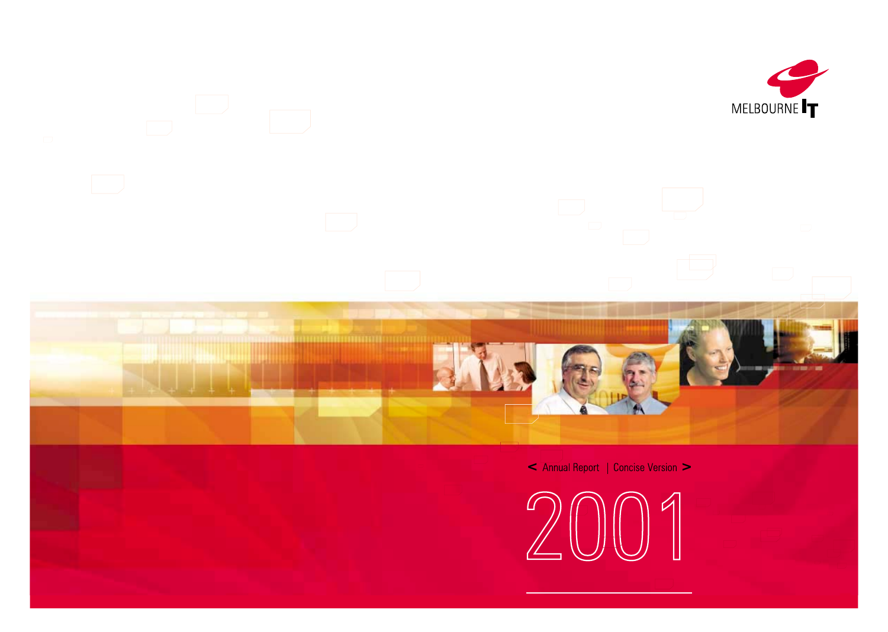MELBOURNE IT

< Annual Report | Concise Version >

# 2001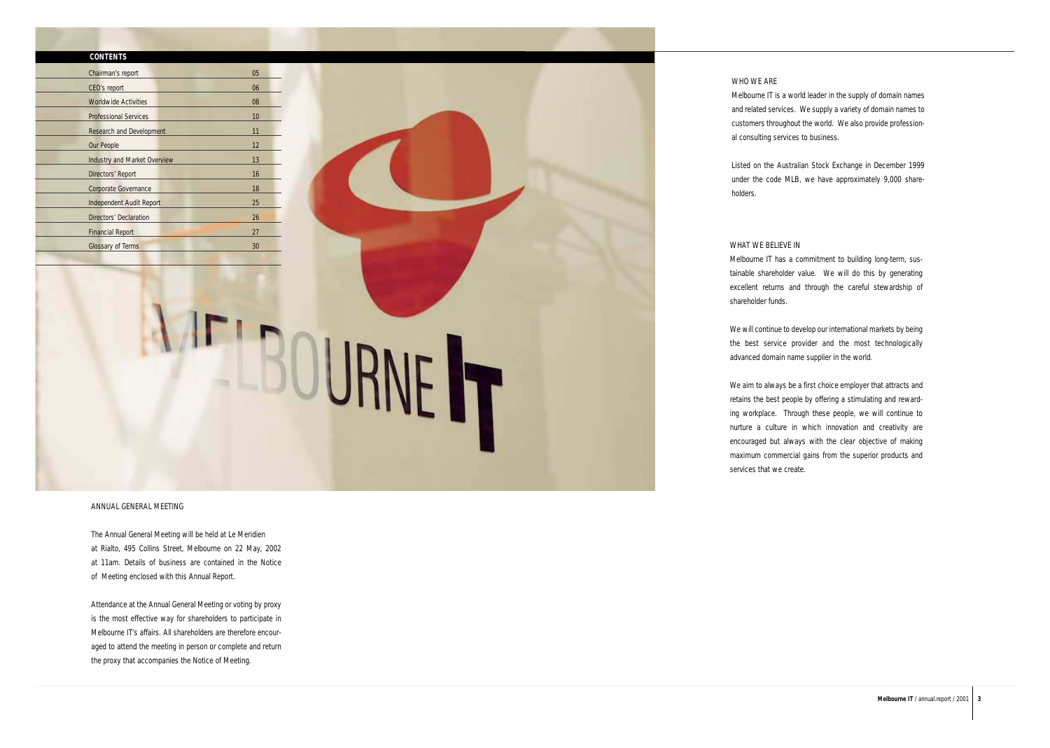## CONTENTS

| | |
|---|---|
| Chairman's report | 05 |
| CEO's report | 06 |
| Worldwide Activities | 08 |
| Professional Services | 10 |
| Research and Development | 11 |
| Our People | 12 |
| Industry and Market Overview | 13 |
| Directors' Report | 16 |
| Corporate Governance | 18 |
| Independent Audit Report | 25 |
| Directors' Declaration | 26 |
| Financial Report | 27 |
| Glossary of Terms | 30 |

## ANNUAL GENERAL MEETING

The Annual General Meeting will be held at Le Meridien at Rialto, 495 Collins Street, Melbourne on 22 May, 2002 at 11am. Details of business are contained in the Notice of Meeting enclosed with this Annual Report.

Attendance at the Annual General Meeting or voting by proxy is the most effective way for shareholders to participate in Melbourne IT's affairs. All shareholders are therefore encouraged to attend the meeting in person or complete and return the proxy that accompanies the Notice of Meeting.

## WHO WE ARE

Melbourne IT is a world leader in the supply of domain names and related services. We supply a variety of domain names to customers throughout the world. We also provide professional consulting services to business.

Listed on the Australian Stock Exchange in December 1999 under the code MLB, we have approximately 9,000 shareholders.

## WHAT WE BELIEVE IN

Melbourne IT has a commitment to building long-term, sustainable shareholder value. We will do this by generating excellent returns and through the careful stewardship of shareholder funds.

We will continue to develop our international markets by being the best service provider and the most technologically advanced domain name supplier in the world.

We aim to always be a first choice employer that attracts and retains the best people by offering a stimulating and rewarding workplace. Through these people, we will continue to nurture a culture in which innovation and creativity are encouraged but always with the clear objective of making maximum commercial gains from the superior products and services that we create.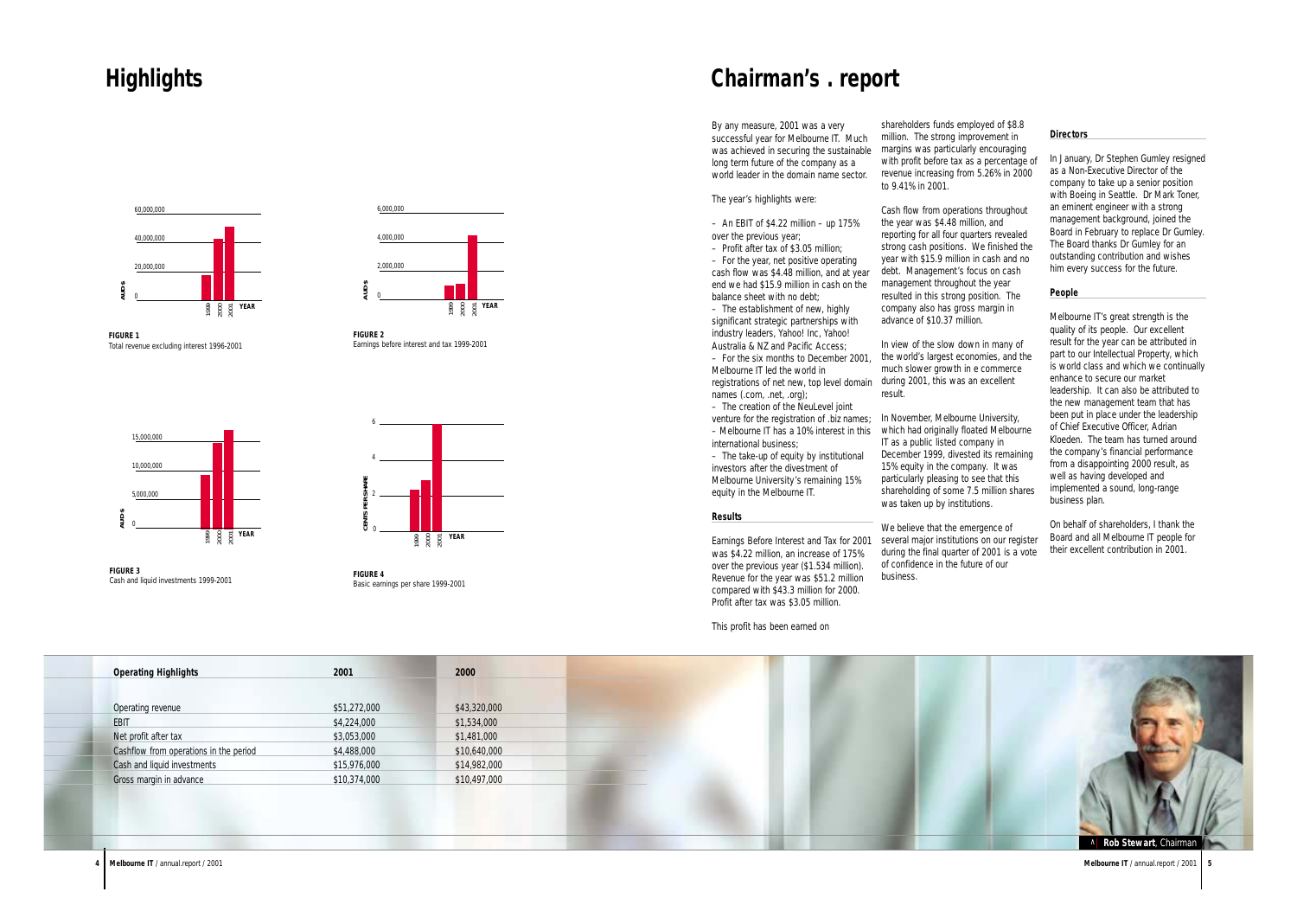# Highlights

**FIGURE 1**
Total revenue excluding interest 1996-2001

**FIGURE 2**
Earnings before interest and tax 1999-2001

**FIGURE 3**
Cash and liquid investments 1999-2001

**FIGURE 4**
Basic earnings per share 1999-2001

| Operating Highlights | 2001 | 2000 |
|---|---|---|
| Operating revenue | $51,272,000 | $43,320,000 |
| EBIT | $4,224,000 | $1,534,000 |
| Net profit after tax | $3,053,000 | $1,481,000 |
| Cashflow from operations in the period | $4,488,000 | $10,640,000 |
| Cash and liquid investments | $15,976,000 | $14,982,000 |
| Gross margin in advance | $10,374,000 | $10,497,000 |

# Chairman's . report

By any measure, 2001 was a very successful year for Melbourne IT. Much was achieved in securing the sustainable long term future of the company as a world leader in the domain name sector.

The year's highlights were:

– An EBIT of $4.22 million – up 175% over the previous year;
– Profit after tax of $3.05 million;
– For the year, net positive operating cash flow was $4.48 million, and at year end we had $15.9 million in cash on the balance sheet with no debt;
– The establishment of new, highly significant strategic partnerships with industry leaders, Yahoo! Inc, Yahoo! Australia & NZ and Pacific Access;
– For the six months to December 2001, Melbourne IT led the world in registrations of net new, top level domain names (.com, .net, .org);
– The creation of the NeuLevel joint venture for the registration of .biz names;
– Melbourne IT has a 10% interest in this international business;
– The take-up of equity by institutional investors after the divestment of Melbourne University's remaining 15% equity in the Melbourne IT.

## Results

Earnings Before Interest and Tax for 2001 was $4.22 million, an increase of 175% over the previous year ($1.534 million). Revenue for the year was $51.2 million compared with $43.3 million for 2000. Profit after tax was $3.05 million.

This profit has been earned on shareholders funds employed of $8.8 million. The strong improvement in margins was particularly encouraging with profit before tax as a percentage of revenue increasing from 5.26% in 2000 to 9.41% in 2001.

Cash flow from operations throughout the year was $4.48 million, and reporting for all four quarters revealed strong cash positions. We finished the year with $15.9 million in cash and no debt. Management's focus on cash management throughout the year resulted in this strong position. The company also has gross margin in advance of $10.37 million.

In view of the slow down in many of the world's largest economies, and the much slower growth in e commerce during 2001, this was an excellent result.

In November, Melbourne University, which had originally floated Melbourne IT as a public listed company in December 1999, divested its remaining 15% equity in the company. It was particularly pleasing to see that this shareholding of some 7.5 million shares was taken up by institutions.

We believe that the emergence of several major institutions on our register during the final quarter of 2001 is a vote of confidence in the future of our business.

## Directors

In January, Dr Stephen Gumley resigned as a Non-Executive Director of the company to take up a senior position with Boeing in Seattle. Dr Mark Toner, an eminent engineer with a strong management background, joined the Board in February to replace Dr Gumley. The Board thanks Dr Gumley for an outstanding contribution and wishes him every success for the future.

## People

Melbourne IT's great strength is the quality of its people. Our excellent result for the year can be attributed in part to our Intellectual Property, which is world class and which we continually enhance to secure our market leadership. It can also be attributed to the new management team that has been put in place under the leadership of Chief Executive Officer, Adrian Kloeden. The team has turned around the company's financial performance from a disappointing 2000 result, as well as having developed and implemented a sound, long-range business plan.

On behalf of shareholders, I thank the Board and all Melbourne IT people for their excellent contribution in 2001.

**Rob Stewart**, Chairman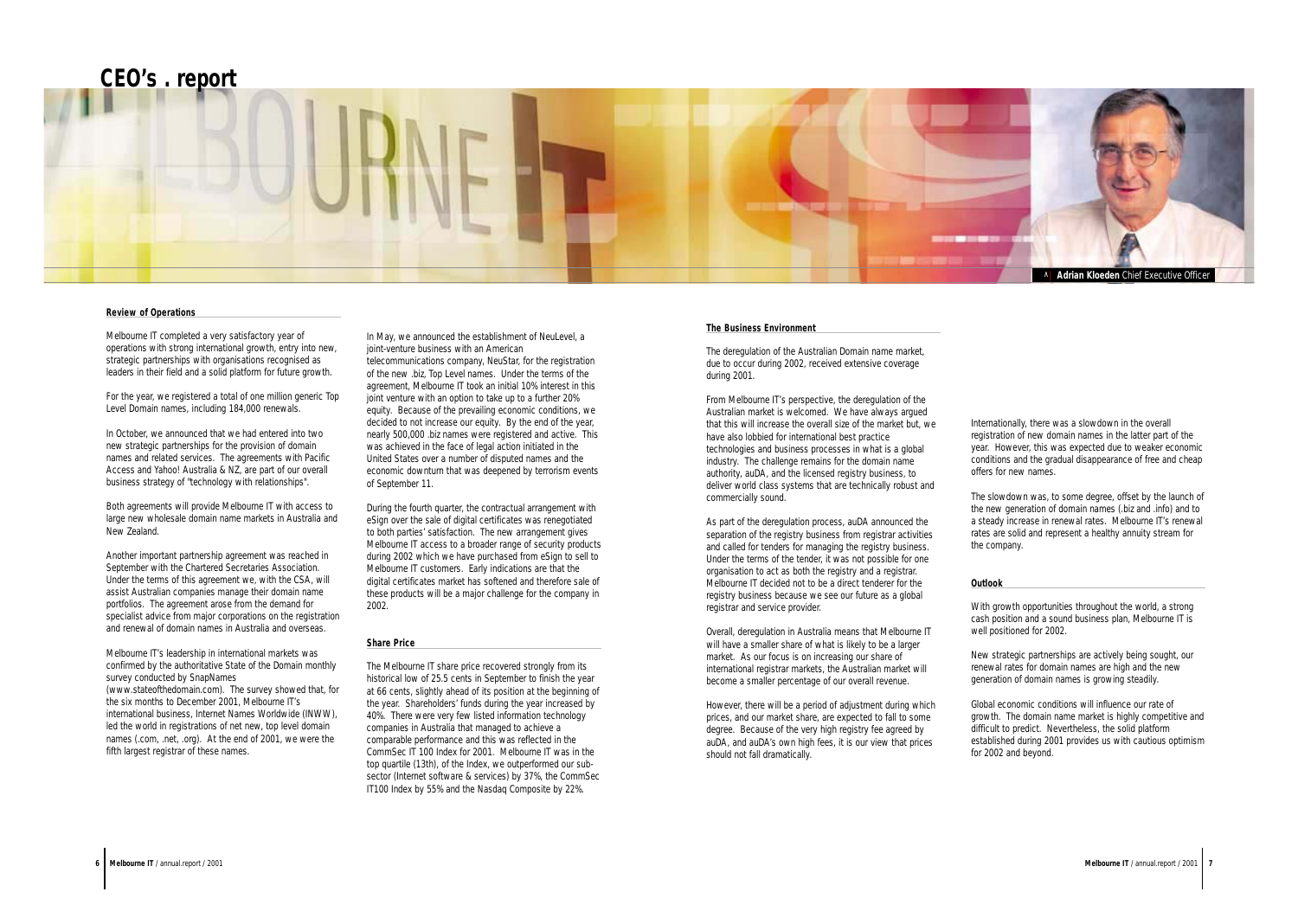# CEO's . report

Adrian Kloeden Chief Executive Officer

## Review of Operations

Melbourne IT completed a very satisfactory year of operations with strong international growth, entry into new, strategic partnerships with organisations recognised as leaders in their field and a solid platform for future growth.

For the year, we registered a total of one million generic Top Level Domain names, including 184,000 renewals.

In October, we announced that we had entered into two new strategic partnerships for the provision of domain names and related services. The agreements with Pacific Access and Yahoo! Australia & NZ, are part of our overall business strategy of "technology with relationships".

Both agreements will provide Melbourne IT with access to large new wholesale domain name markets in Australia and New Zealand.

Another important partnership agreement was reached in September with the Chartered Secretaries Association. Under the terms of this agreement we, with the CSA, will assist Australian companies manage their domain name portfolios. The agreement arose from the demand for specialist advice from major corporations on the registration and renewal of domain names in Australia and overseas.

Melbourne IT's leadership in international markets was confirmed by the authoritative State of the Domain monthly survey conducted by SnapNames (www.stateofthedomain.com). The survey showed that, for the six months to December 2001, Melbourne IT's international business, Internet Names Worldwide (INWW), led the world in registrations of net new, top level domain names (.com, .net, .org). At the end of 2001, we were the fifth largest registrar of these names.

In May, we announced the establishment of NeuLevel, a joint-venture business with an American telecommunications company, NeuStar, for the registration of the new .biz, Top Level names. Under the terms of the agreement, Melbourne IT took an initial 10% interest in this joint venture with an option to take up to a further 20% equity. Because of the prevailing economic conditions, we decided to not increase our equity. By the end of the year, nearly 500,000 .biz names were registered and active. This was achieved in the face of legal action initiated in the United States over a number of disputed names and the economic downturn that was deepened by terrorism events of September 11.

During the fourth quarter, the contractual arrangement with eSign over the sale of digital certificates was renegotiated to both parties' satisfaction. The new arrangement gives Melbourne IT access to a broader range of security products during 2002 which we have purchased from eSign to sell to Melbourne IT customers. Early indications are that the digital certificates market has softened and therefore sale of these products will be a major challenge for the company in 2002.

## Share Price

The Melbourne IT share price recovered strongly from its historical low of 25.5 cents in September to finish the year at 66 cents, slightly ahead of its position at the beginning of the year. Shareholders' funds during the year increased by 40%. There were very few listed information technology companies in Australia that managed to achieve a comparable performance and this was reflected in the CommSec IT 100 Index for 2001. Melbourne IT was in the top quartile (13th), of the Index, we outperformed our sub-sector (Internet software & services) by 37%, the CommSec IT100 Index by 55% and the Nasdaq Composite by 22%.

## The Business Environment

The deregulation of the Australian Domain name market, due to occur during 2002, received extensive coverage during 2001.

From Melbourne IT's perspective, the deregulation of the Australian market is welcomed. We have always argued that this will increase the overall size of the market but, we have also lobbied for international best practice technologies and business processes in what is a global industry. The challenge remains for the domain name authority, auDA, and the licensed registry business, to deliver world class systems that are technically robust and commercially sound.

As part of the deregulation process, auDA announced the separation of the registry business from registrar activities and called for tenders for managing the registry business. Under the terms of the tender, it was not possible for one organisation to act as both the registry and a registrar. Melbourne IT decided not to be a direct tenderer for the registry business because we see our future as a global registrar and service provider.

Overall, deregulation in Australia means that Melbourne IT will have a smaller share of what is likely to be a larger market. As our focus is on increasing our share of international registrar markets, the Australian market will become a smaller percentage of our overall revenue.

However, there will be a period of adjustment during which prices, and our market share, are expected to fall to some degree. Because of the very high registry fee agreed by auDA, and auDA's own high fees, it is our view that prices should not fall dramatically.

Internationally, there was a slowdown in the overall registration of new domain names in the latter part of the year. However, this was expected due to weaker economic conditions and the gradual disappearance of free and cheap offers for new names.

The slowdown was, to some degree, offset by the launch of the new generation of domain names (.biz and .info) and to a steady increase in renewal rates. Melbourne IT's renewal rates are solid and represent a healthy annuity stream for the company.

## Outlook

With growth opportunities throughout the world, a strong cash position and a sound business plan, Melbourne IT is well positioned for 2002.

New strategic partnerships are actively being sought, our renewal rates for domain names are high and the new generation of domain names is growing steadily.

Global economic conditions will influence our rate of growth. The domain name market is highly competitive and difficult to predict. Nevertheless, the solid platform established during 2001 provides us with cautious optimism for 2002 and beyond.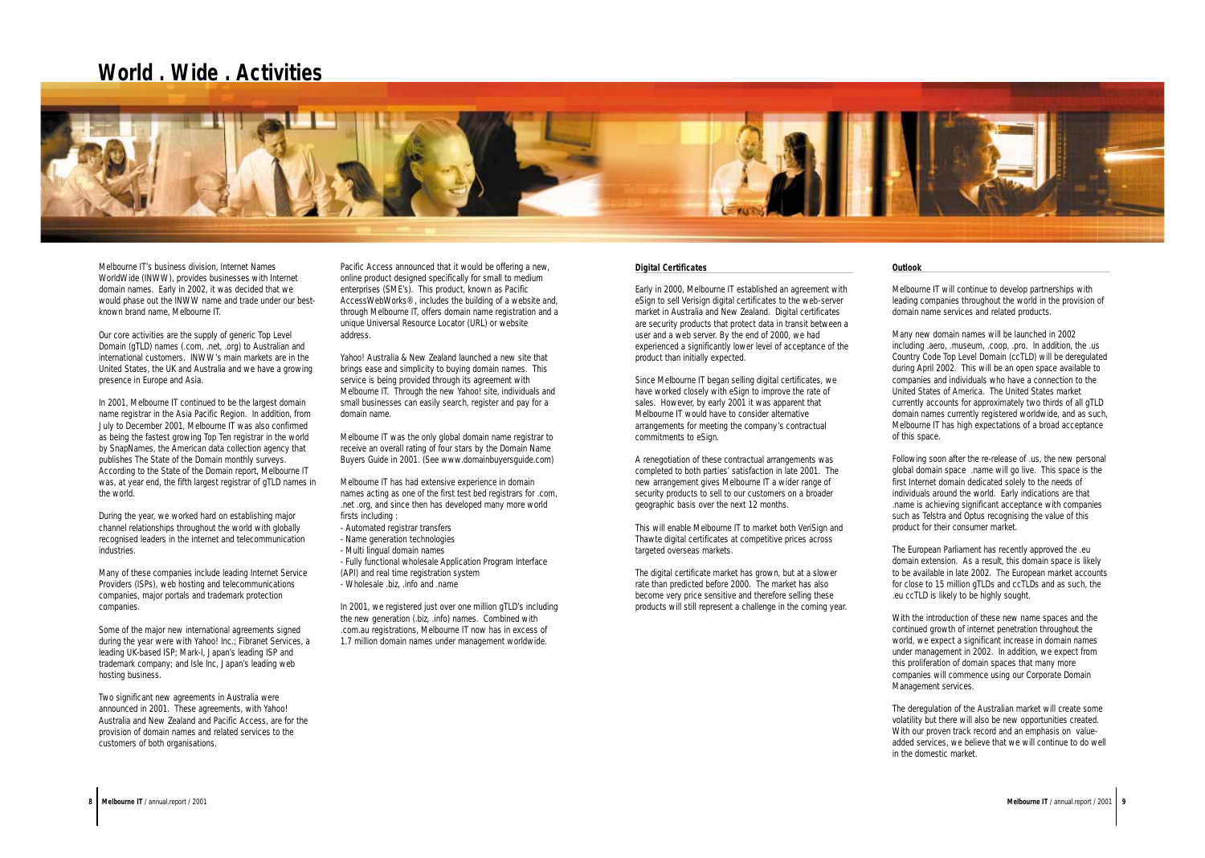# World . Wide . Activities

Melbourne IT's business division, Internet Names WorldWide (INWW), provides businesses with Internet domain names. Early in 2002, it was decided that we would phase out the INWW name and trade under our best-known brand name, Melbourne IT.

Our core activities are the supply of generic Top Level Domain (gTLD) names (.com, .net, .org) to Australian and international customers. INWW's main markets are in the United States, the UK and Australia and we have a growing presence in Europe and Asia.

In 2001, Melbourne IT continued to be the largest domain name registrar in the Asia Pacific Region. In addition, from July to December 2001, Melbourne IT was also confirmed as being the fastest growing Top Ten registrar in the world by SnapNames, the American data collection agency that publishes The State of the Domain monthly surveys. According to the State of the Domain report, Melbourne IT was, at year end, the fifth largest registrar of gTLD names in the world.

During the year, we worked hard on establishing major channel relationships throughout the world with globally recognised leaders in the internet and telecommunication industries.

Many of these companies include leading Internet Service Providers (ISPs), web hosting and telecommunications companies, major portals and trademark protection companies.

Some of the major new international agreements signed during the year were with Yahoo! Inc.; Fibranet Services, a leading UK-based ISP; Mark-I, Japan's leading ISP and trademark company; and Isle Inc, Japan's leading web hosting business.

Two significant new agreements in Australia were announced in 2001. These agreements, with Yahoo! Australia and New Zealand and Pacific Access, are for the provision of domain names and related services to the customers of both organisations.

Pacific Access announced that it would be offering a new, online product designed specifically for small to medium enterprises (SME's). This product, known as Pacific AccessWebWorks®, includes the building of a website and, through Melbourne IT, offers domain name registration and a unique Universal Resource Locator (URL) or website address.

Yahoo! Australia & New Zealand launched a new site that brings ease and simplicity to buying domain names. This service is being provided through its agreement with Melbourne IT. Through the new Yahoo! site, individuals and small businesses can easily search, register and pay for a domain name.

Melbourne IT was the only global domain name registrar to receive an overall rating of four stars by the Domain Name Buyers Guide in 2001. (See www.domainbuyersguide.com)

Melbourne IT has had extensive experience in domain names acting as one of the first test bed registrars for .com, .net .org, and since then has developed many more world firsts including :

- Automated registrar transfers
- Name generation technologies
- Multi lingual domain names
- Fully functional wholesale Application Program Interface (API) and real time registration system
- Wholesale .biz, .info and .name

In 2001, we registered just over one million gTLD's including the new generation (.biz, .info) names. Combined with .com.au registrations, Melbourne IT now has in excess of 1.7 million domain names under management worldwide.

## Digital Certificates

Early in 2000, Melbourne IT established an agreement with eSign to sell Verisign digital certificates to the web-server market in Australia and New Zealand. Digital certificates are security products that protect data in transit between a user and a web server. By the end of 2000, we had experienced a significantly lower level of acceptance of the product than initially expected.

Since Melbourne IT began selling digital certificates, we have worked closely with eSign to improve the rate of sales. However, by early 2001 it was apparent that Melbourne IT would have to consider alternative arrangements for meeting the company's contractual commitments to eSign.

A renegotiation of these contractual arrangements was completed to both parties' satisfaction in late 2001. The new arrangement gives Melbourne IT a wider range of security products to sell to our customers on a broader geographic basis over the next 12 months.

This will enable Melbourne IT to market both VeriSign and Thawte digital certificates at competitive prices across targeted overseas markets.

The digital certificate market has grown, but at a slower rate than predicted before 2000. The market has also become very price sensitive and therefore selling these products will still represent a challenge in the coming year.

## Outlook

Melbourne IT will continue to develop partnerships with leading companies throughout the world in the provision of domain name services and related products.

Many new domain names will be launched in 2002 including .aero, .museum, .coop, .pro. In addition, the .us Country Code Top Level Domain (ccTLD) will be deregulated during April 2002. This will be an open space available to companies and individuals who have a connection to the United States of America. The United States market currently accounts for approximately two thirds of all gTLD domain names currently registered worldwide, and as such, Melbourne IT has high expectations of a broad acceptance of this space.

Following soon after the re-release of .us, the new personal global domain space .name will go live. This space is the first Internet domain dedicated solely to the needs of individuals around the world. Early indications are that .name is achieving significant acceptance with companies such as Telstra and Optus recognising the value of this product for their consumer market.

The European Parliament has recently approved the .eu domain extension. As a result, this domain space is likely to be available in late 2002. The European market accounts for close to 15 million gTLDs and ccTLDs and as such, the .eu ccTLD is likely to be highly sought.

With the introduction of these new name spaces and the continued growth of internet penetration throughout the world, we expect a significant increase in domain names under management in 2002. In addition, we expect from this proliferation of domain spaces that many more companies will commence using our Corporate Domain Management services.

The deregulation of the Australian market will create some volatility but there will also be new opportunities created. With our proven track record and an emphasis on value-added services, we believe that we will continue to do well in the domestic market.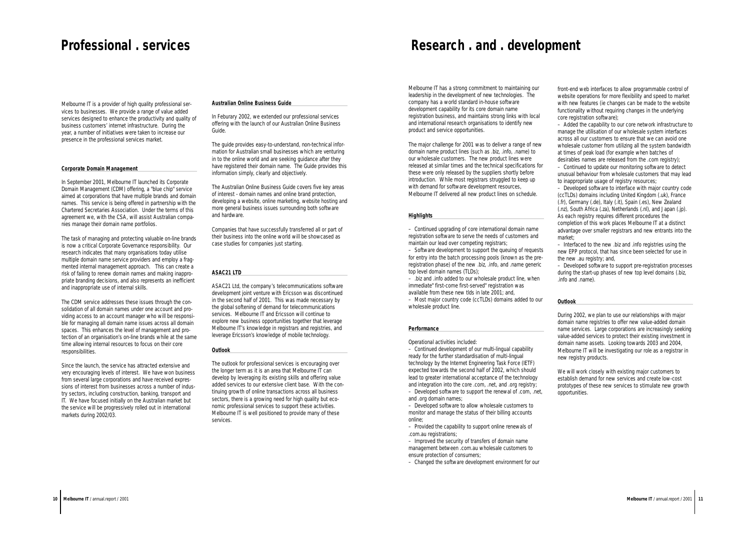# Professional . services

Melbourne IT is a provider of high quality professional services to businesses. We provide a range of value added services designed to enhance the productivity and quality of business customers' internet infrastructure. During the year, a number of initiatives were taken to increase our presence in the professional services market.

### Corporate Domain Management

In September 2001, Melbourne IT launched its Corporate Domain Management (CDM) offering, a "blue chip" service aimed at corporations that have multiple brands and domain names. This service is being offered in partnership with the Chartered Secretaries Association. Under the terms of this agreement we, with the CSA, will assist Australian companies manage their domain name portfolios.

The task of managing and protecting valuable on-line brands is now a critical Corporate Governance responsibility. Our research indicates that many organisations today utilise multiple domain name service providers and employ a fragmented internal management approach. This can create a risk of failing to renew domain names and making inappropriate branding decisions, and also represents an inefficient and inappropriate use of internal skills.

The CDM service addresses these issues through the consolidation of all domain names under one account and providing access to an account manager who will be responsible for managing all domain name issues across all domain spaces. This enhances the level of management and protection of an organisation's on-line brands while at the same time allowing internal resources to focus on their core responsibilities.

Since the launch, the service has attracted extensive and very encouraging levels of interest. We have won business from several large corporations and have received expressions of interest from businesses across a number of industry sectors, including construction, banking, transport and IT. We have focused initially on the Australian market but the service will be progressively rolled out in international markets during 2002/03.

### Australian Online Business Guide

In Feburary 2002, we extended our professional services offering with the launch of our Australian Online Business Guide.

The guide provides easy-to-understand, non-technical information for Australian small businesses which are venturing in to the online world and are seeking guidance after they have registered their domain name. The Guide provides this information simply, clearly and objectively.

The Australian Online Business Guide covers five key areas of interest - domain names and online brand protection, developing a website, online marketing, website hosting and more general business issues surrounding both software and hardware.

Companies that have successfully transferred all or part of their business into the online world will be showcased as case studies for companies just starting.

### ASAC21 LTD

ASAC21 Ltd, the company's telecommunications software development joint venture with Ericsson was discontinued in the second half of 2001. This was made necessary by the global softening of demand for telecommunications services. Melbourne IT and Ericsson will continue to explore new business opportunities together that leverage Melbourne IT's knowledge in registrars and registries, and leverage Ericsson's knowledge of mobile technology.

### Outlook

The outlook for professional services is encouraging over the longer term as it is an area that Melbourne IT can develop by leveraging its existing skills and offering value added services to our extensive client base. With the continuing growth of online transactions across all business sectors, there is a growing need for high quality but economic professional services to support these activities. Melbourne IT is well positioned to provide many of these services.

# Research . and . development

Melbourne IT has a strong commitment to maintaining our leadership in the development of new technologies. The company has a world standard in-house software development capability for its core domain name registration business, and maintains strong links with local and international research organisations to identify new product and service opportunities.

The major challenge for 2001 was to deliver a range of new domain name product lines (such as .biz, .info, .name) to our wholesale customers. The new product lines were released at similar times and the technical specifications for these were only released by the suppliers shortly before introduction. While most registrars struggled to keep up with demand for software development resources, Melbourne IT delivered all new product lines on schedule.

### Highlights

– Continued upgrading of core international domain name registration software to serve the needs of customers and maintain our lead over competing registrars;
– Software development to support the queuing of requests for entry into the batch processing pools (known as the pre-registration phase) of the new .biz, .info, and .name generic top level domain names (TLDs);
– .biz and .info added to our wholesale product line, when immediate" first-come first-served" registration was available from these new tlds in late 2001; and,
– Most major country code (ccTLDs) domains added to our wholesale product line.

### Performance

Operational activities included:
– Continued development of our multi-lingual capability ready for the further standardisation of multi-lingual technology by the Internet Engineering Task Force (IETF) expected towards the second half of 2002, which should lead to greater international acceptance of the technology and integration into the core .com, .net, and .org registry;
– Developed software to support the renewal of .com, .net, and .org domain names;
– Developed software to allow wholesale customers to monitor and manage the status of their billing accounts online;
– Provided the capability to support online renewals of .com.au registrations;
– Improved the security of transfers of domain name management between .com.au wholesale customers to ensure protection of consumers;
– Changed the software development environment for our front-end web interfaces to allow programmable control of website operations for more flexibility and speed to market with new features (ie changes can be made to the website functionality without requiring changes in the underlying core registration software);
– Added the capability to our core network infrastructure to manage the utilisation of our wholesale system interfaces across all our customers to ensure that we can avoid one wholesale customer from utilizing all the system bandwidth at times of peak load (for example when batches of desirables names are released from the .com registry);
– Continued to update our monitoring software to detect unusual behaviour from wholesale customers that may lead to inappropriate usage of registry resources;
– Developed software to interface with major country code (ccTLDs) domains including United Kingdom (.uk), France (.fr), Germany (.de), Italy (.it), Spain (.es), New Zealand (.nz), South Africa (.za), Netherlands (.nl), and Japan (.jp). As each registry requires different procedures the completion of this work places Melbourne IT at a distinct advantage over smaller registrars and new entrants into the market;
– Interfaced to the new .biz and .info registries using the new EPP protocol, that has since been selected for use in the new .au registry; and,
– Developed software to support pre-registration processes during the start-up phases of new top level domains (.biz, .info and .name).

### Outlook

During 2002, we plan to use our relationships with major domain name registries to offer new value-added domain name services. Large corporations are increasingly seeking value-added services to protect their existing investment in domain name assets. Looking towards 2003 and 2004, Melbourne IT will be investigating our role as a registrar in new registry products.

We will work closely with existing major customers to establish demand for new services and create low-cost prototypes of these new services to stimulate new growth opportunities.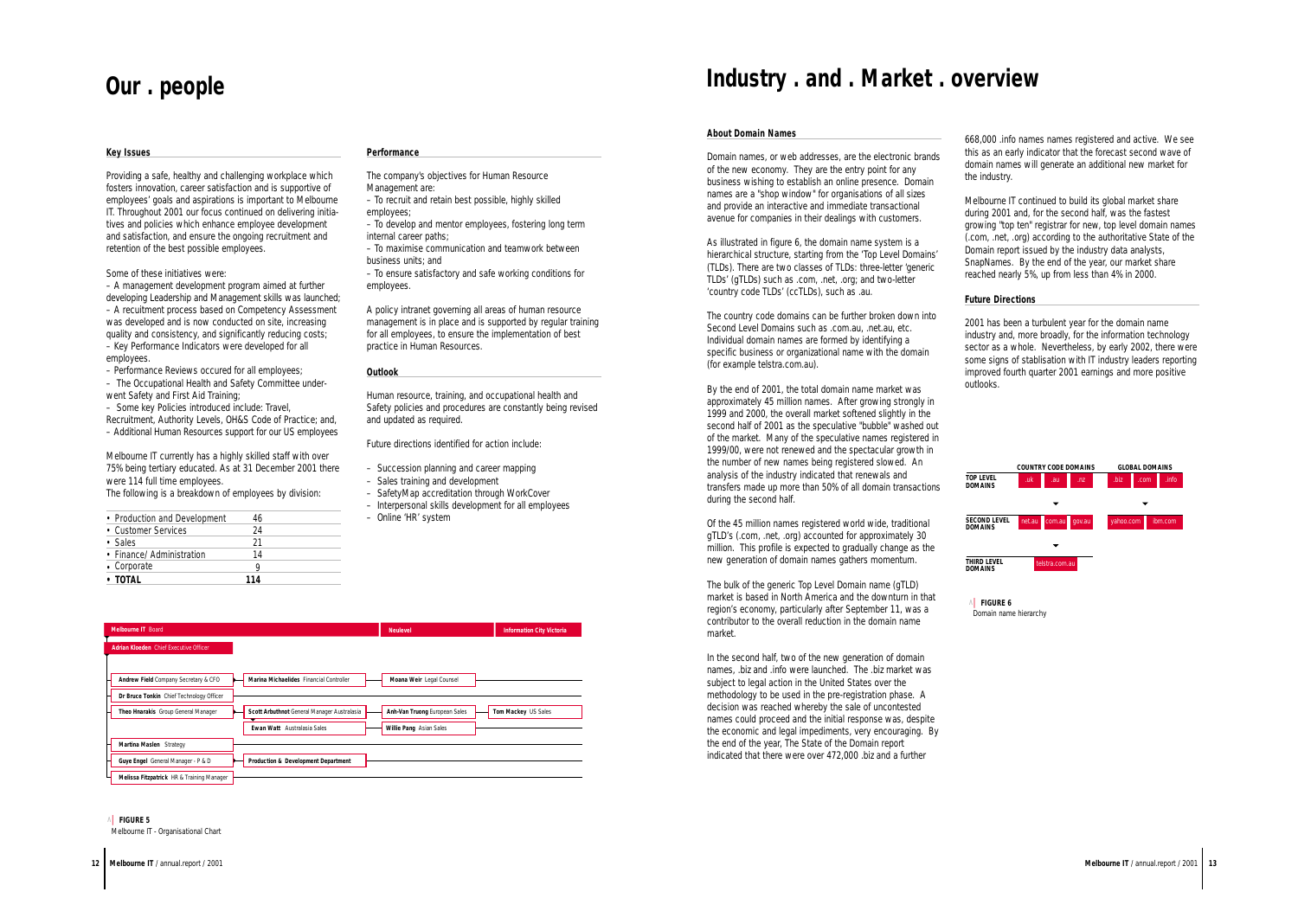# Our . people

## Key Issues

Providing a safe, healthy and challenging workplace which fosters innovation, career satisfaction and is supportive of employees' goals and aspirations is important to Melbourne IT. Throughout 2001 our focus continued on delivering initiatives and policies which enhance employee development and satisfaction, and ensure the ongoing recruitment and retention of the best possible employees.

Some of these initiatives were:

– A management development program aimed at further developing Leadership and Management skills was launched;
– A recuitment process based on Competency Assessment was developed and is now conducted on site, increasing quality and consistency, and significantly reducing costs;
– Key Performance Indicators were developed for all employees.
– Performance Reviews occured for all employees;
– The Occupational Health and Safety Committee underwent Safety and First Aid Training;
– Some key Policies introduced include: Travel, Recruitment, Authority Levels, OH&S Code of Practice; and,
– Additional Human Resources support for our US employees

Melbourne IT currently has a highly skilled staff with over 75% being tertiary educated. As at 31 December 2001 there were 114 full time employees.

The following is a breakdown of employees by division:

| Division | Employees |
|---|---|
| • Production and Development | 46 |
| • Customer Services | 24 |
| • Sales | 21 |
| • Finance/ Administration | 14 |
| • Corporate | 9 |
| **• TOTAL** | **114** |

## Performance

The company's objectives for Human Resource Management are:

– To recruit and retain best possible, highly skilled employees;
– To develop and mentor employees, fostering long term internal career paths;
– To maximise communication and teamwork between business units; and
– To ensure satisfactory and safe working conditions for employees.

A policy intranet governing all areas of human resource management is in place and is supported by regular training for all employees, to ensure the implementation of best practice in Human Resources.

## Outlook

Human resource, training, and occupational health and Safety policies and procedures are constantly being revised and updated as required.

Future directions identified for action include:

– Succession planning and career mapping
– Sales training and development
– SafetyMap accreditation through WorkCover
– Interpersonal skills development for all employees
– Online 'HR' system

**Melbourne IT** Board | **Neulevel** | **Information City Victoria**

- **Adrian Kloeden** Chief Executive Officer
  - **Andrew Field** Company Secretary & CFO
    - **Marina Michaelides** Financial Controller
    - **Moana Weir** Legal Counsel
  - **Dr Bruce Tonkin** Chief Technology Officer
  - **Theo Hnarakis** Group General Manager
    - **Scott Arbuthnot** General Manager Australasia
      - **Ewan Watt** Australasia Sales
    - **Anh-Van Truong** European Sales
      - **Willie Pang** Asian Sales
    - **Tom Mackey** US Sales
  - **Martina Maslen** Strategy
  - **Guye Engel** General Manager - P & D
    - **Production & Development Department**
  - **Melissa Fitzpatrick** HR & Training Manager

**FIGURE 5**
Melbourne IT - Organisational Chart

# Industry . and . Market . overview

## About Domain Names

Domain names, or web addresses, are the electronic brands of the new economy. They are the entry point for any business wishing to establish an online presence. Domain names are a "shop window" for organisations of all sizes and provide an interactive and immediate transactional avenue for companies in their dealings with customers.

As illustrated in figure 6, the domain name system is a hierarchical structure, starting from the 'Top Level Domains' (TLDs). There are two classes of TLDs: three-letter 'generic TLDs' (gTLDs) such as .com, .net, .org; and two-letter 'country code TLDs' (ccTLDs), such as .au.

The country code domains can be further broken down into Second Level Domains such as .com.au, .net.au, etc. Individual domain names are formed by identifying a specific business or organizational name with the domain (for example telstra.com.au).

By the end of 2001, the total domain name market was approximately 45 million names. After growing strongly in 1999 and 2000, the overall market softened slightly in the second half of 2001 as the speculative "bubble" washed out of the market. Many of the speculative names registered in 1999/00, were not renewed and the spectacular growth in the number of new names being registered slowed. An analysis of the industry indicated that renewals and transfers made up more than 50% of all domain transactions during the second half.

Of the 45 million names registered world wide, traditional gTLD's (.com, .net, .org) accounted for approximately 30 million. This profile is expected to gradually change as the new generation of domain names gathers momentum.

The bulk of the generic Top Level Domain name (gTLD) market is based in North America and the downturn in that region's economy, particularly after September 11, was a contributor to the overall reduction in the domain name market.

In the second half, two of the new generation of domain names, .biz and .info were launched. The .biz market was subject to legal action in the United States over the methodology to be used in the pre-registration phase. A decision was reached whereby the sale of uncontested names could proceed and the initial response was, despite the economic and legal impediments, very encouraging. By the end of the year, The State of the Domain report indicated that there were over 472,000 .biz and a further 668,000 .info names names registered and active. We see this as an early indicator that the forecast second wave of domain names will generate an additional new market for the industry.

Melbourne IT continued to build its global market share during 2001 and, for the second half, was the fastest growing "top ten" registrar for new, top level domain names (.com, .net, .org) according to the authoritative State of the Domain report issued by the industry data analysts, SnapNames. By the end of the year, our market share reached nearly 5%, up from less than 4% in 2000.

## Future Directions

2001 has been a turbulent year for the domain name industry and, more broadly, for the information technology sector as a whole. Nevertheless, by early 2002, there were some signs of stablisation with IT industry leaders reporting improved fourth quarter 2001 earnings and more positive outlooks.

| | COUNTRY CODE DOMAINS | | | GLOBAL DOMAINS | | |
|---|---|---|---|---|---|---|
| **TOP LEVEL DOMAINS** | .uk | .au | .nz | .biz | .com | .info |
| **SECOND LEVEL DOMAINS** | net.au | com.au | gov.au | yahoo.com | ibm.com | |
| **THIRD LEVEL DOMAINS** | | telstra.com.au | | | | |

**FIGURE 6**
Domain name hierarchy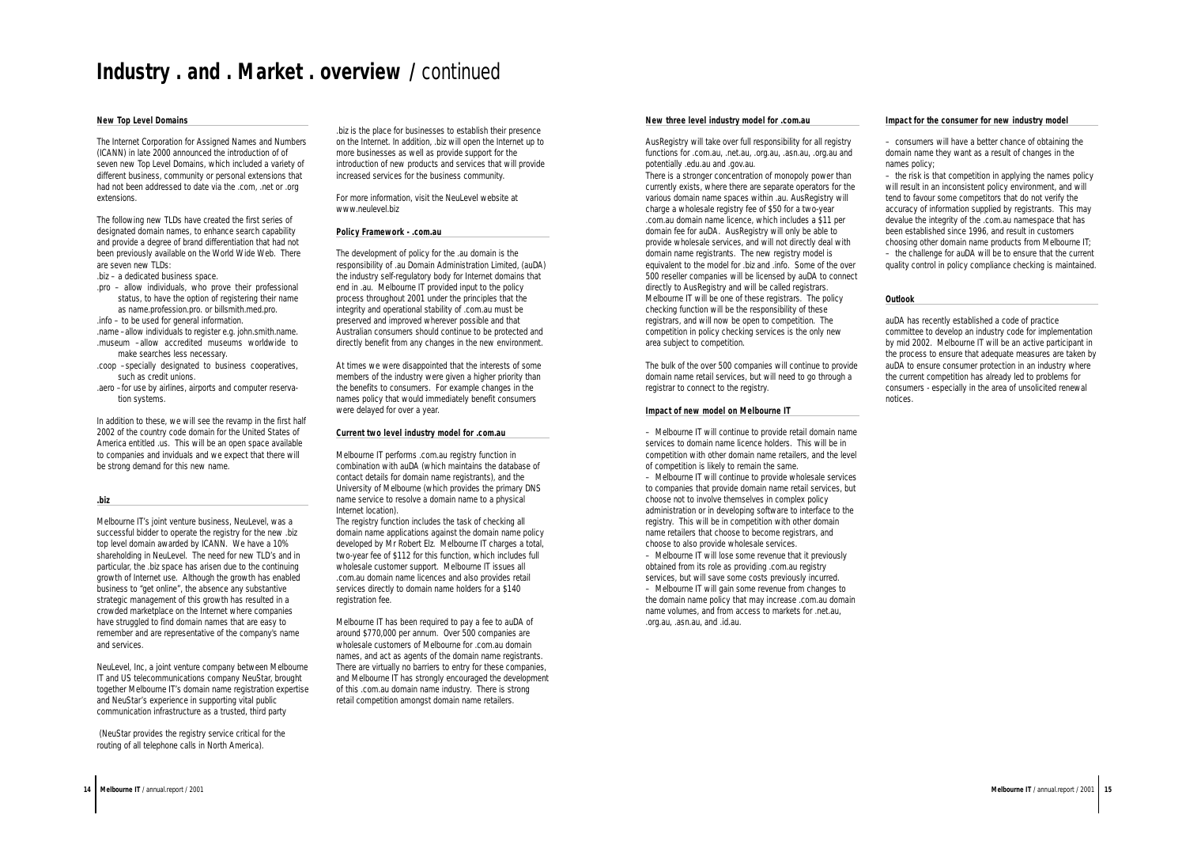# Industry . and . Market . overview / continued

### New Top Level Domains

The Internet Corporation for Assigned Names and Numbers (ICANN) in late 2000 announced the introduction of of seven new Top Level Domains, which included a variety of different business, community or personal extensions that had not been addressed to date via the .com, .net or .org extensions.

The following new TLDs have created the first series of designated domain names, to enhance search capability and provide a degree of brand differentiation that had not been previously available on the World Wide Web. There are seven new TLDs:

.biz – a dedicated business space.

.pro – allow individuals, who prove their professional status, to have the option of registering their name as name.profession.pro. or billsmith.med.pro.

.info – to be used for general information.

.name – allow individuals to register e.g. john.smith.name.

.museum – allow accredited museums worldwide to make searches less necessary.

.coop – specially designated to business cooperatives, such as credit unions.

.aero – for use by airlines, airports and computer reservation systems.

In addition to these, we will see the revamp in the first half 2002 of the country code domain for the United States of America entitled .us. This will be an open space available to companies and inviduals and we expect that there will be strong demand for this new name.

### .biz

Melbourne IT's joint venture business, NeuLevel, was a successful bidder to operate the registry for the new .biz top level domain awarded by ICANN. We have a 10% shareholding in NeuLevel. The need for new TLD's and in particular, the .biz space has arisen due to the continuing growth of Internet use. Although the growth has enabled business to "get online", the absence any substantive strategic management of this growth has resulted in a crowded marketplace on the Internet where companies have struggled to find domain names that are easy to remember and are representative of the company's name and services.

NeuLevel, Inc, a joint venture company between Melbourne IT and US telecommunications company NeuStar, brought together Melbourne IT's domain name registration expertise and NeuStar's experience in supporting vital public communication infrastructure as a trusted, third party

(NeuStar provides the registry service critical for the routing of all telephone calls in North America).

.biz is the place for businesses to establish their presence on the Internet. In addition, .biz will open the Internet up to more businesses as well as provide support for the introduction of new products and services that will provide increased services for the business community.

For more information, visit the NeuLevel website at www.neulevel.biz

### Policy Framework - .com.au

The development of policy for the .au domain is the responsibility of .au Domain Administration Limited, (auDA) the industry self-regulatory body for Internet domains that end in .au. Melbourne IT provided input to the policy process throughout 2001 under the principles that the integrity and operational stability of .com.au must be preserved and improved wherever possible and that Australian consumers should continue to be protected and directly benefit from any changes in the new environment.

At times we were disappointed that the interests of some members of the industry were given a higher priority than the benefits to consumers. For example changes in the names policy that would immediately benefit consumers were delayed for over a year.

### Current two level industry model for .com.au

Melbourne IT performs .com.au registry function in combination with auDA (which maintains the database of contact details for domain name registrants), and the University of Melbourne (which provides the primary DNS name service to resolve a domain name to a physical Internet location).

The registry function includes the task of checking all domain name applications against the domain name policy developed by Mr Robert Elz. Melbourne IT charges a total, two-year fee of $112 for this function, which includes full wholesale customer support. Melbourne IT issues all .com.au domain name licences and also provides retail services directly to domain name holders for a $140 registration fee.

Melbourne IT has been required to pay a fee to auDA of around $770,000 per annum. Over 500 companies are wholesale customers of Melbourne for .com.au domain names, and act as agents of the domain name registrants. There are virtually no barriers to entry for these companies, and Melbourne IT has strongly encouraged the development of this .com.au domain name industry. There is strong retail competition amongst domain name retailers.

### New three level industry model for .com.au

AusRegistry will take over full responsibility for all registry functions for .com.au, .net.au, .org.au, .asn.au, .org.au and potentially .edu.au and .gov.au.

There is a stronger concentration of monopoly power than currently exists, where there are separate operators for the various domain name spaces within .au. AusRegistry will charge a wholesale registry fee of $50 for a two-year .com.au domain name licence, which includes a $11 per domain fee for auDA. AusRegistry will only be able to provide wholesale services, and will not directly deal with domain name registrants. The new registry model is equivalent to the model for .biz and .info. Some of the over 500 reseller companies will be licensed by auDA to connect directly to AusRegistry and will be called registrars. Melbourne IT will be one of these registrars. The policy checking function will be the responsibility of these registrars, and will now be open to competition. The competition in policy checking services is the only new area subject to competition.

The bulk of the over 500 companies will continue to provide domain name retail services, but will need to go through a registrar to connect to the registry.

### Impact of new model on Melbourne IT

– Melbourne IT will continue to provide retail domain name services to domain name licence holders. This will be in competition with other domain name retailers, and the level of competition is likely to remain the same.

– Melbourne IT will continue to provide wholesale services to companies that provide domain name retail services, but choose not to involve themselves in complex policy administration or in developing software to interface to the registry. This will be in competition with other domain name retailers that choose to become registrars, and choose to also provide wholesale services.

– Melbourne IT will lose some revenue that it previously obtained from its role as providing .com.au registry services, but will save some costs previously incurred.

– Melbourne IT will gain some revenue from changes to the domain name policy that may increase .com.au domain name volumes, and from access to markets for .net.au, .org.au, .asn.au, and .id.au.

### Impact for the consumer for new industry model

– consumers will have a better chance of obtaining the domain name they want as a result of changes in the names policy;

– the risk is that competition in applying the names policy will result in an inconsistent policy environment, and will tend to favour some competitors that do not verify the accuracy of information supplied by registrants. This may devalue the integrity of the .com.au namespace that has been established since 1996, and result in customers choosing other domain name products from Melbourne IT;

– the challenge for auDA will be to ensure that the current quality control in policy compliance checking is maintained.

### Outlook

auDA has recently established a code of practice committee to develop an industry code for implementation by mid 2002. Melbourne IT will be an active participant in the process to ensure that adequate measures are taken by auDA to ensure consumer protection in an industry where the current competition has already led to problems for consumers - especially in the area of unsolicited renewal notices.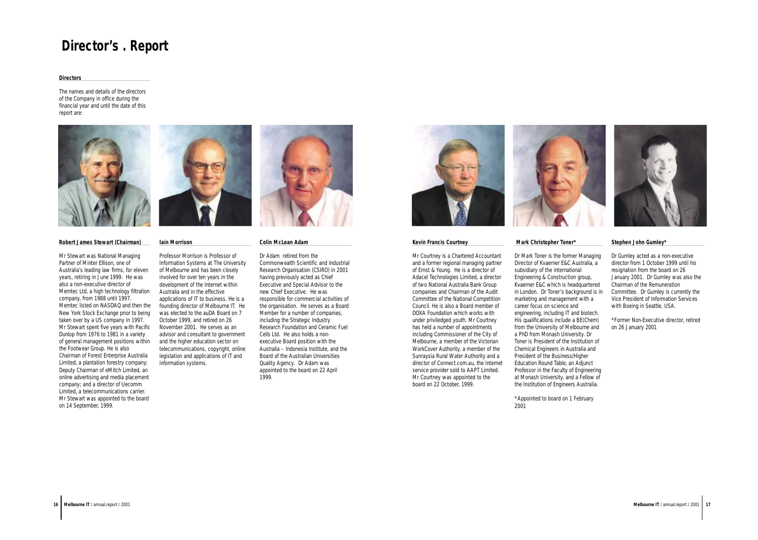# Director's . Report

### Directors

The names and details of the directors of the Company in office during the financial year and until the date of this report are:

#### Robert James Stewart (Chairman)

Mr Stewart was National Managing Partner of Minter Ellison, one of Australia's leading law firms, for eleven years, retiring in June 1999. He was also a non-executive director of Memtec Ltd, a high technology filtration company, from 1988 until 1997. Memtec listed on NASDAQ and then the New York Stock Exchange prior to being taken over by a US company in 1997. Mr Stewart spent five years with Pacific Dunlop from 1976 to 1981 in a variety of general management positions within the Footwear Group. He is also Chairman of Forest Enterprise Australia Limited, a plantation forestry company; Deputy Chairman of eMitch Limited, an online advertising and media placement company; and a director of Uecomm Limited, a telecommunications carrier. Mr Stewart was appointed to the board on 14 September, 1999.

#### Iain Morrison

Professor Morrison is Professor of Information Systems at The University of Melbourne and has been closely involved for over ten years in the development of the Internet within Australia and in the effective applications of IT to business. He is a founding director of Melbourne IT. He was elected to the auDA Board on 7 October 1999, and retired on 26 November 2001. He serves as an advisor and consultant to government and the higher education sector on telecommunications, copyright, online legislation and applications of IT and information systems.

#### Colin McLean Adam

Dr Adam retired from the Commonwealth Scientific and Industrial Research Organisation (CSIRO) in 2001 having previously acted as Chief Executive and Special Advisor to the new Chief Executive. He was responsible for commercial activities of the organisation. He serves as a Board Member for a number of companies, including the Strategic Industry Research Foundation and Ceramic Fuel Cells Ltd. He also holds a non-executive Board position with the Australia – Indonesia Institute, and the Board of the Australian Universities Quality Agency. Dr Adam was appointed to the board on 22 April 1999.

#### Kevin Francis Courtney

Mr Courtney is a Chartered Accountant and a former regional managing partner of Ernst & Young. He is a director of Adacel Technologies Limited, a director of two National Australia Bank Group companies and Chairman of the Audit Committee of the National Competition Council. He is also a Board member of DOXA Foundation which works with under priviledged youth. Mr Courtney has held a number of appointments including Commissioner of the City of Melbourne, a member of the Victorian WorkCover Authority, a member of the Sunraysia Rural Water Authority and a director of Connect.com.au, the Internet service provider sold to AAPT Limited. Mr Courtney was appointed to the board on 22 October, 1999.

#### Mark Christopher Toner*

Dr Mark Toner is the former Managing Director of Kvaerner E&C Australia, a subsidiary of the international Engineering & Construction group, Kvaerner E&C which is headquartered in London. Dr Toner's background is in marketing and management with a career focus on science and engineering, including IT and biotech. His qualifications include a BE(Chem) from the University of Melbourne and a PhD from Monash University. Dr Toner is President of the Institution of Chemical Engineers in Australia and President of the Business/Higher Education Round Table, an Adjunct Professor in the Faculty of Engineering at Monash University, and a Fellow of the Institution of Engineers Australia.

*Appointed to board on 1 February 2001

#### Stephen John Gumley*

Dr Gumley acted as a non-executive director from 1 October 1999 until his resignation from the board on 26 January 2001. Dr Gumley was also the Chairman of the Remuneration Committee. Dr Gumley is currently the Vice President of Information Services with Boeing in Seattle, USA.

*Former Non-Executive director, retired on 26 January 2001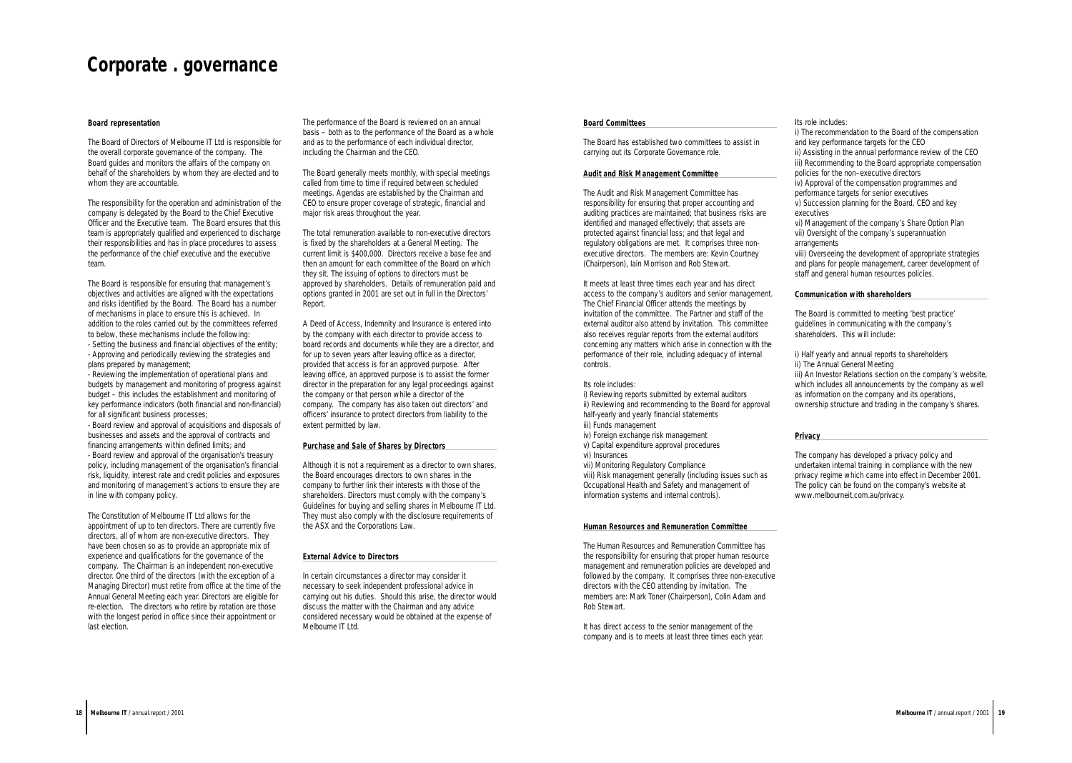# Corporate . governance

### Board representation

The Board of Directors of Melbourne IT Ltd is responsible for the overall corporate governance of the company. The Board guides and monitors the affairs of the company on behalf of the shareholders by whom they are elected and to whom they are accountable.

The responsibility for the operation and administration of the company is delegated by the Board to the Chief Executive Officer and the Executive team. The Board ensures that this team is appropriately qualified and experienced to discharge their responsibilities and has in place procedures to assess the performance of the chief executive and the executive team.

The Board is responsible for ensuring that management's objectives and activities are aligned with the expectations and risks identified by the Board. The Board has a number of mechanisms in place to ensure this is achieved. In addition to the roles carried out by the committees referred to below, these mechanisms include the following:

- Setting the business and financial objectives of the entity;
- Approving and periodically reviewing the strategies and plans prepared by management;
- Reviewing the implementation of operational plans and budgets by management and monitoring of progress against budget – this includes the establishment and monitoring of key performance indicators (both financial and non-financial) for all significant business processes;
- Board review and approval of acquisitions and disposals of businesses and assets and the approval of contracts and financing arrangements within defined limits; and
- Board review and approval of the organisation's treasury policy, including management of the organisation's financial risk, liquidity, interest rate and credit policies and exposures and monitoring of management's actions to ensure they are in line with company policy.

The Constitution of Melbourne IT Ltd allows for the appointment of up to ten directors. There are currently five directors, all of whom are non-executive directors. They have been chosen so as to provide an appropriate mix of experience and qualifications for the governance of the company. The Chairman is an independent non-executive director. One third of the directors (with the exception of a Managing Director) must retire from office at the time of the Annual General Meeting each year. Directors are eligible for re-election. The directors who retire by rotation are those with the longest period in office since their appointment or last election.

The performance of the Board is reviewed on an annual basis – both as to the performance of the Board as a whole and as to the performance of each individual director, including the Chairman and the CEO.

The Board generally meets monthly, with special meetings called from time to time if required between scheduled meetings. Agendas are established by the Chairman and CEO to ensure proper coverage of strategic, financial and major risk areas throughout the year.

The total remuneration available to non-executive directors is fixed by the shareholders at a General Meeting. The current limit is $400,000. Directors receive a base fee and then an amount for each committee of the Board on which they sit. The issuing of options to directors must be approved by shareholders. Details of remuneration paid and options granted in 2001 are set out in full in the Directors' Report.

A Deed of Access, Indemnity and Insurance is entered into by the company with each director to provide access to board records and documents while they are a director, and for up to seven years after leaving office as a director, provided that access is for an approved purpose. After leaving office, an approved purpose is to assist the former director in the preparation for any legal proceedings against the company or that person while a director of the company. The company has also taken out directors' and officers' insurance to protect directors from liability to the extent permitted by law.

### Purchase and Sale of Shares by Directors

Although it is not a requirement as a director to own shares, the Board encourages directors to own shares in the company to further link their interests with those of the shareholders. Directors must comply with the company's Guidelines for buying and selling shares in Melbourne IT Ltd. They must also comply with the disclosure requirements of the ASX and the Corporations Law.

### External Advice to Directors

In certain circumstances a director may consider it necessary to seek independent professional advice in carrying out his duties. Should this arise, the director would discuss the matter with the Chairman and any advice considered necessary would be obtained at the expense of Melbourne IT Ltd.

### Board Committees

The Board has established two committees to assist in carrying out its Corporate Governance role.

### Audit and Risk Management Committee

The Audit and Risk Management Committee has responsibility for ensuring that proper accounting and auditing practices are maintained; that business risks are identified and managed effectively; that assets are protected against financial loss; and that legal and regulatory obligations are met. It comprises three non-executive directors. The members are: Kevin Courtney (Chairperson), Iain Morrison and Rob Stewart.

It meets at least three times each year and has direct access to the company's auditors and senior management. The Chief Financial Officer attends the meetings by invitation of the committee. The Partner and staff of the external auditor also attend by invitation. This committee also receives regular reports from the external auditors concerning any matters which arise in connection with the performance of their role, including adequacy of internal controls.

Its role includes:

i) Reviewing reports submitted by external auditors
ii) Reviewing and recommending to the Board for approval half-yearly and yearly financial statements
iii) Funds management
iv) Foreign exchange risk management
v) Capital expenditure approval procedures
vi) Insurances
vii) Monitoring Regulatory Compliance
viii) Risk management generally (including issues such as Occupational Health and Safety and management of information systems and internal controls).

### Human Resources and Remuneration Committee

The Human Resources and Remuneration Committee has the responsibility for ensuring that proper human resource management and remuneration policies are developed and followed by the company. It comprises three non-executive directors with the CEO attending by invitation. The members are: Mark Toner (Chairperson), Colin Adam and Rob Stewart.

It has direct access to the senior management of the company and is to meets at least three times each year.

Its role includes:

i) The recommendation to the Board of the compensation and key performance targets for the CEO
ii) Assisting in the annual performance review of the CEO
iii) Recommending to the Board appropriate compensation policies for the non–executive directors
iv) Approval of the compensation programmes and performance targets for senior executives
v) Succession planning for the Board, CEO and key executives
vi) Management of the company's Share Option Plan
vii) Oversight of the company's superannuation arrangements
viii) Overseeing the development of appropriate strategies and plans for people management, career development of staff and general human resources policies.

### Communication with shareholders

The Board is committed to meeting 'best practice' guidelines in communicating with the company's shareholders. This will include:

i) Half yearly and annual reports to shareholders
ii) The Annual General Meeting
iii) An Investor Relations section on the company's website, which includes all announcements by the company as well as information on the company and its operations, ownership structure and trading in the company's shares.

### Privacy

The company has developed a privacy policy and undertaken internal training in compliance with the new privacy regime which came into effect in December 2001. The policy can be found on the company's website at www.melbourneit.com.au/privacy.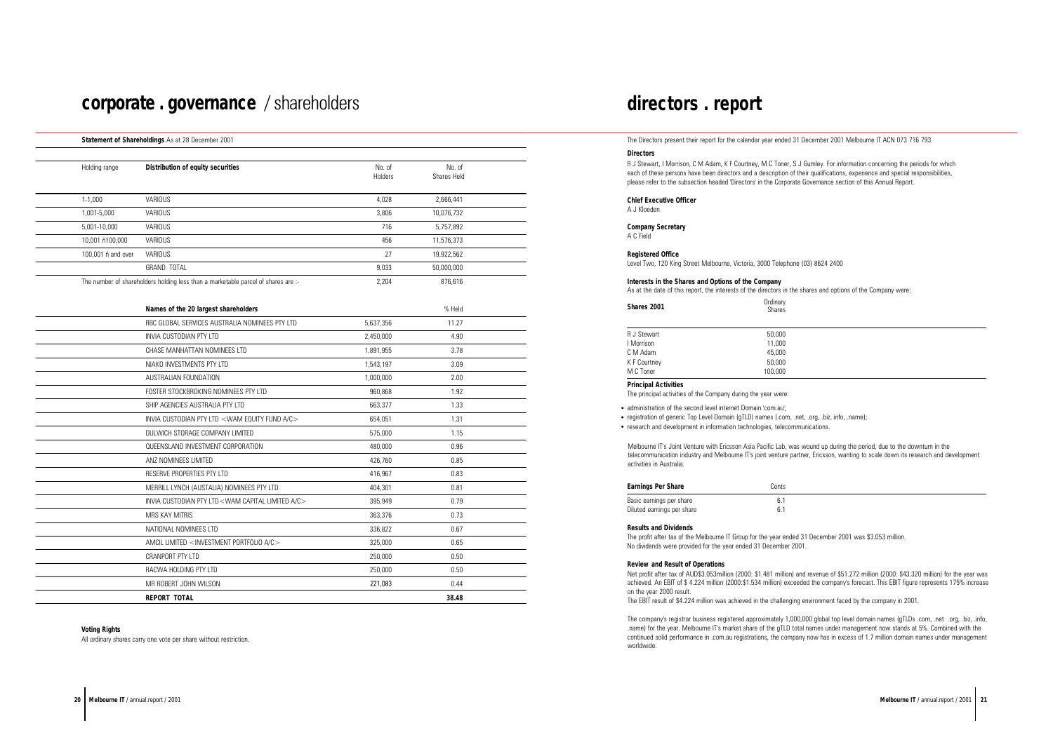# corporate . governance / shareholders

**Statement of Shareholdings** As at 28 December 2001

| Holding range | Distribution of equity securities | No. of Holders | No. of Shares Held |
|---|---|---|---|
| 1-1,000 | VARIOUS | 4,028 | 2,666,441 |
| 1,001-5,000 | VARIOUS | 3,806 | 10,076,732 |
| 5,001-10,000 | VARIOUS | 716 | 5,757,892 |
| 10,001 ñ100,000 | VARIOUS | 456 | 11,576,373 |
| 100,001 ñ and over | VARIOUS | 27 | 19,922,562 |
| | GRAND TOTAL | 9,033 | 50,000,000 |
| The number of shareholders holding less than a marketable parcel of shares are :- | | 2,204 | 876,616 |

| Names of the 20 largest shareholders | | % Held |
|---|---|---|
| RBC GLOBAL SERVICES AUSTRALIA NOMINEES PTY LTD | 5,637,356 | 11.27 |
| INVIA CUSTODIAN PTY LTD | 2,450,000 | 4.90 |
| CHASE MANHATTAN NOMINEES LTD | 1,891,955 | 3.78 |
| NIAKO INVESTMENTS PTY LTD | 1,543,197 | 3.09 |
| AUSTRALIAN FOUNDATION | 1,000,000 | 2.00 |
| FOSTER STOCKBROKING NOMINEES PTY LTD | 960,868 | 1.92 |
| SHIP AGENCIES AUSTRALIA PTY LTD | 663,377 | 1.33 |
| INVIA CUSTODIAN PTY LTD <WAM EQUITY FUND A/C> | 654,051 | 1.31 |
| DULWICH STORAGE COMPANY LIMITED | 575,000 | 1.15 |
| QUEENSLAND INVESTMENT CORPORATION | 480,000 | 0.96 |
| ANZ NOMINEES LIMITED | 426,760 | 0.85 |
| RESERVE PROPERTIES PTY LTD | 416,967 | 0.83 |
| MERRILL LYNCH (AUSTALIA) NOMINEES PTY LTD | 404,301 | 0.81 |
| INVIA CUSTODIAN PTY LTD<WAM CAPITAL LIMITED A/C> | 395,949 | 0.79 |
| MRS KAY MITRIS | 363,376 | 0.73 |
| NATIONAL NOMINEES LTD | 336,822 | 0.67 |
| AMCIL LIMITED <INVESTMENT PORTFOLIO A/C> | 325,000 | 0.65 |
| CRANPORT PTY LTD | 250,000 | 0.50 |
| RACWA HOLDING PTY LTD | 250,000 | 0.50 |
| MR ROBERT JOHN WILSON | 221,083 | 0.44 |
| **REPORT TOTAL** | | **38.48** |

**Voting Rights**

All ordinary shares carry one vote per share without restriction.

# directors . report

The Directors present their report for the calendar year ended 31 December 2001 Melbourne IT ACN 073 716 793.

**Directors**

R J Stewart, I Morrison, C M Adam, K F Courtney, M C Toner, S J Gumley. For information concerning the periods for which each of these persons have been directors and a description of their qualifications, experience and special responsibilities, please refer to the subsection headed 'Directors' in the Corporate Governance section of this Annual Report.

**Chief Executive Officer**

A J Kloeden

**Company Secretary**

A C Field

**Registered Office**

Level Two, 120 King Street Melbourne, Victoria, 3000 Telephone (03) 8624 2400

**Interests in the Shares and Options of the Company**

As at the date of this report, the interests of the directors in the shares and options of the Company were:

| Shares 2001 | Ordinary Shares |
|---|---|
| R J Stewart | 50,000 |
| I Morrison | 11,000 |
| C M Adam | 45,000 |
| K F Courtney | 50,000 |
| M C Toner | 100,000 |

**Principal Activities**

The principal activities of the Company during the year were:

- administration of the second level internet Domain 'com.au';
- registration of generic Top Level Domain (gTLD) names (.com, .net, .org, .biz, info, .name);
- research and development in information technologies, telecommunications.

Melbourne IT's Joint Venture with Ericsson Asia Pacific Lab, was wound up during the period, due to the downturn in the telecommunication industry and Melbourne IT's joint venture partner, Ericsson, wanting to scale down its research and development activities in Australia.

| Earnings Per Share | Cents |
|---|---|
| Basic earnings per share | 6.1 |
| Diluted earnings per share | 6.1 |

**Results and Dividends**

The profit after tax of the Melbourne IT Group for the year ended 31 December 2001 was $3.053 million.
No dividends were provided for the year ended 31 December 2001.

**Review and Result of Operations**

Net profit after tax of AUD$3.053million (2000: $1.481 million) and revenue of $51.272 million (2000: $43.320 million) for the year was achieved. An EBIT of $ 4.224 million (2000:$1.534 million) exceeded the company's forecast. This EBIT figure represents 175% increase on the year 2000 result.
The EBIT result of $4.224 million was achieved in the challenging environment faced by the company in 2001.

The company's registrar business registered approximately 1,000,000 global top level domain names (gTLDs .com, .net .org, .biz, .info, .name) for the year. Melbourne IT's market share of the gTLD total names under management now stands at 5%. Combined with the continued solid performance in .com.au registrations, the company now has in excess of 1.7 million domain names under management worldwide.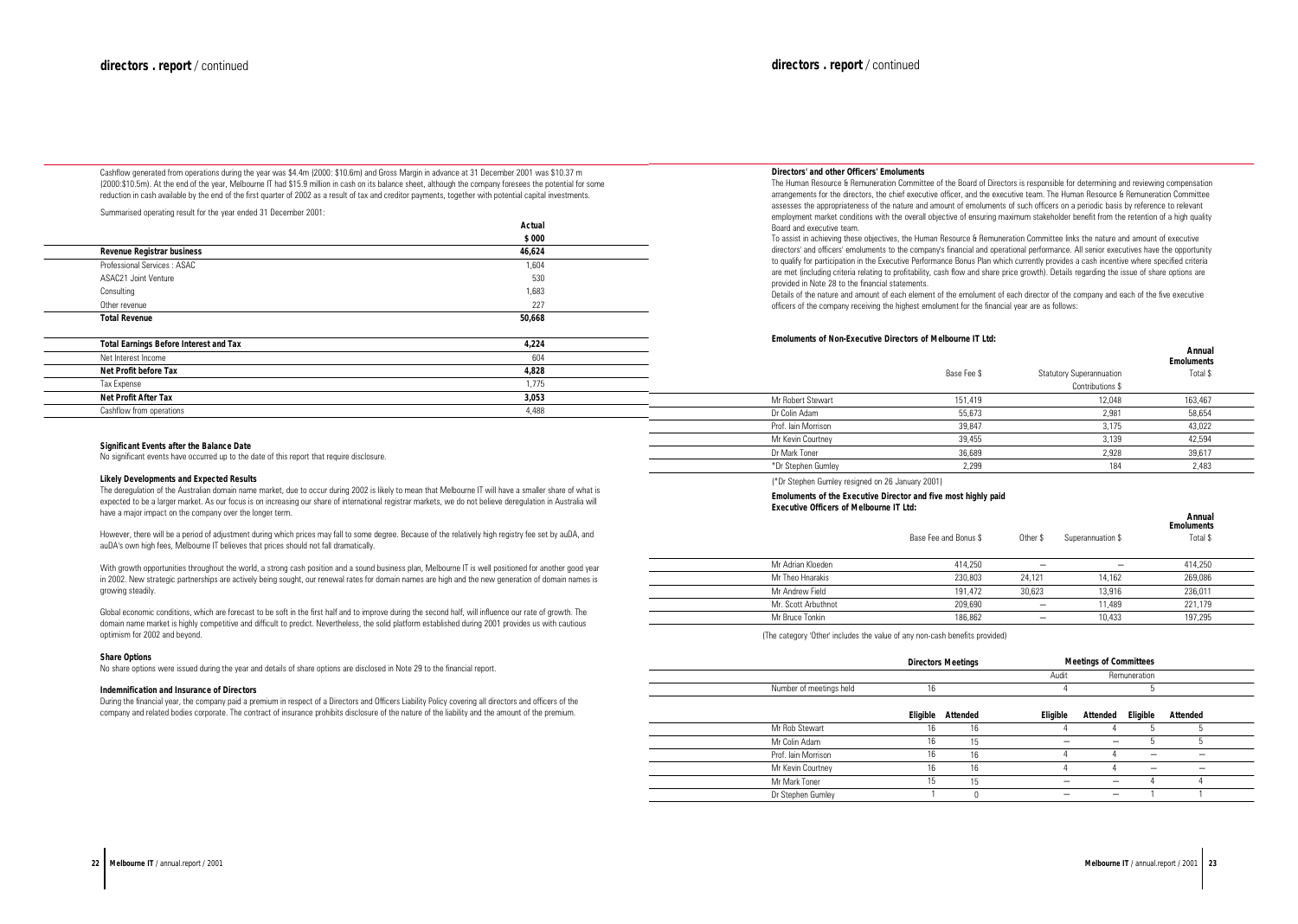Cashflow generated from operations during the year was $4.4m (2000: $10.6m) and Gross Margin in advance at 31 December 2001 was $10.37 m (2000:$10.5m). At the end of the year, Melbourne IT had $15.9 million in cash on its balance sheet, although the company foresees the potential for some reduction in cash available by the end of the first quarter of 2002 as a result of tax and creditor payments, together with potential capital investments.

Summarised operating result for the year ended 31 December 2001:

| | Actual $ 000 |
|---|---|
| **Revenue Registrar business** | **46,624** |
| Professional Services : ASAC | 1,604 |
| ASAC21 Joint Venture | 530 |
| Consulting | 1,683 |
| Other revenue | 227 |
| **Total Revenue** | **50,668** |
| | |
| **Total Earnings Before Interest and Tax** | **4,224** |
| Net Interest Income | 604 |
| **Net Profit before Tax** | **4,828** |
| Tax Expense | 1,775 |
| **Net Profit After Tax** | **3,053** |
| Cashflow from operations | 4,488 |

**Significant Events after the Balance Date**

No significant events have occurred up to the date of this report that require disclosure.

**Likely Developments and Expected Results**

The deregulation of the Australian domain name market, due to occur during 2002 is likely to mean that Melbourne IT will have a smaller share of what is expected to be a larger market. As our focus is on increasing our share of international registrar markets, we do not believe deregulation in Australia will have a major impact on the company over the longer term.

However, there will be a period of adjustment during which prices may fall to some degree. Because of the relatively high registry fee set by auDA, and auDA's own high fees, Melbourne IT believes that prices should not fall dramatically.

With growth opportunities throughout the world, a strong cash position and a sound business plan, Melbourne IT is well positioned for another good year in 2002. New strategic partnerships are actively being sought, our renewal rates for domain names are high and the new generation of domain names is growing steadily.

Global economic conditions, which are forecast to be soft in the first half and to improve during the second half, will influence our rate of growth. The domain name market is highly competitive and difficult to predict. Nevertheless, the solid platform established during 2001 provides us with cautious optimism for 2002 and beyond.

**Share Options**

No share options were issued during the year and details of share options are disclosed in Note 29 to the financial report.

**Indemnification and Insurance of Directors**

During the financial year, the company paid a premium in respect of a Directors and Officers Liability Policy covering all directors and officers of the company and related bodies corporate. The contract of insurance prohibits disclosure of the nature of the liability and the amount of the premium.

**Directors' and other Officers' Emoluments**

The Human Resource & Remuneration Committee of the Board of Directors is responsible for determining and reviewing compensation arrangements for the directors, the chief executive officer, and the executive team. The Human Resource & Remuneration Committee assesses the appropriateness of the nature and amount of emoluments of such officers on a periodic basis by reference to relevant employment market conditions with the overall objective of ensuring maximum stakeholder benefit from the retention of a high quality Board and executive team.

To assist in achieving these objectives, the Human Resource & Remuneration Committee links the nature and amount of executive directors' and officers' emoluments to the company's financial and operational performance. All senior executives have the opportunity to qualify for participation in the Executive Performance Bonus Plan which currently provides a cash incentive where specified criteria are met (including criteria relating to profitability, cash flow and share price growth). Details regarding the issue of share options are provided in Note 28 to the financial statements.

Details of the nature and amount of each element of the emolument of each director of the company and each of the five executive officers of the company receiving the highest emolument for the financial year are as follows:

**Emoluments of Non-Executive Directors of Melbourne IT Ltd:**

| | Base Fee $ | Statutory Superannuation Contributions $ | Annual Emoluments Total $ |
|---|---|---|---|
| Mr Robert Stewart | 151,419 | 12,048 | 163,467 |
| Dr Colin Adam | 55,673 | 2,981 | 58,654 |
| Prof. Iain Morrison | 39,847 | 3,175 | 43,022 |
| Mr Kevin Courtney | 39,455 | 3,139 | 42,594 |
| Dr Mark Toner | 36,689 | 2,928 | 39,617 |
| *Dr Stephen Gumley | 2,299 | 184 | 2,483 |

(*Dr Stephen Gumley resigned on 26 January 2001)

**Emoluments of the Executive Director and five most highly paid Executive Officers of Melbourne IT Ltd:**

| | Base Fee and Bonus $ | Other $ | Superannuation $ | Annual Emoluments Total $ |
|---|---|---|---|---|
| Mr Adrian Kloeden | 414,250 | – | – | 414,250 |
| Mr Theo Hnarakis | 230,803 | 24,121 | 14,162 | 269,086 |
| Mr Andrew Field | 191,472 | 30,623 | 13,916 | 236,011 |
| Mr. Scott Arbuthnot | 209,690 | – | 11,489 | 221,179 |
| Mr Bruce Tonkin | 186,862 | – | 10,433 | 197,295 |

(The category 'Other' includes the value of any non-cash benefits provided)

| | Directors Meetings | | Meetings of Committees | | | |
|---|---|---|---|---|---|---|
| | | | Audit | | Remuneration | |
| Number of meetings held | 16 | | 4 | | 5 | |
| | **Eligible** | **Attended** | **Eligible** | **Attended** | **Eligible** | **Attended** |
| Mr Rob Stewart | 16 | 16 | 4 | 4 | 5 | 5 |
| Mr Colin Adam | 16 | 15 | – | – | 5 | 5 |
| Prof. Iain Morrison | 16 | 16 | 4 | 4 | – | – |
| Mr Kevin Courtney | 16 | 16 | 4 | 4 | – | – |
| Mr Mark Toner | 15 | 15 | – | – | 4 | 4 |
| Dr Stephen Gumley | 1 | 0 | – | – | 1 | 1 |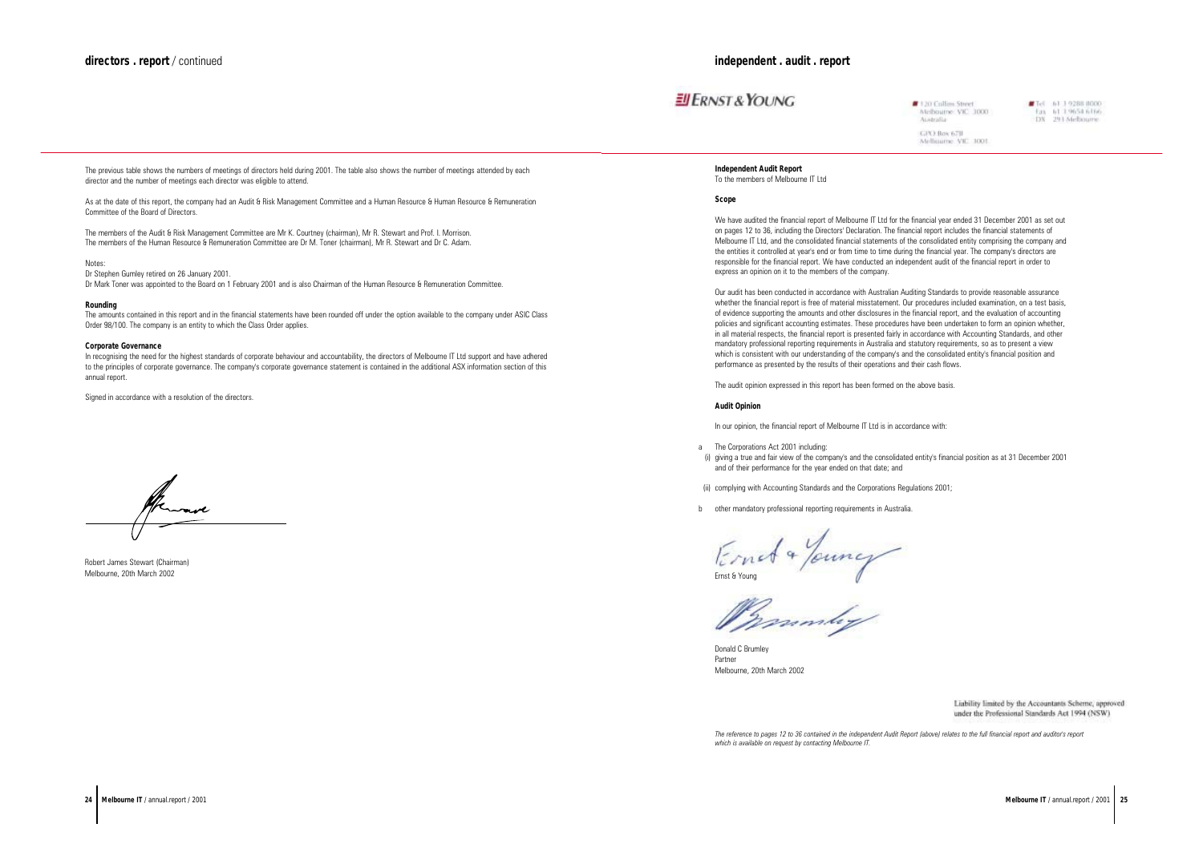## directors . report / continued

The previous table shows the numbers of meetings of directors held during 2001. The table also shows the number of meetings attended by each director and the number of meetings each director was eligible to attend.

As at the date of this report, the company had an Audit & Risk Management Committee and a Human Resource & Human Resource & Remuneration Committee of the Board of Directors.

The members of the Audit & Risk Management Committee are Mr K. Courtney (chairman), Mr R. Stewart and Prof. I. Morrison.
The members of the Human Resource & Remuneration Committee are Dr M. Toner (chairman), Mr R. Stewart and Dr C. Adam.

Notes:
Dr Stephen Gumley retired on 26 January 2001.
Dr Mark Toner was appointed to the Board on 1 February 2001 and is also Chairman of the Human Resource & Remuneration Committee.

**Rounding**
The amounts contained in this report and in the financial statements have been rounded off under the option available to the company under ASIC Class Order 98/100. The company is an entity to which the Class Order applies.

**Corporate Governance**
In recognising the need for the highest standards of corporate behaviour and accountability, the directors of Melbourne IT Ltd support and have adhered to the principles of corporate governance. The company's corporate governance statement is contained in the additional ASX information section of this annual report.

Signed in accordance with a resolution of the directors.

Robert James Stewart (Chairman)
Melbourne, 20th March 2002

## independent . audit . report

ERNST & YOUNG

120 Collins Street
Melbourne VIC 3000
Australia

GPO Box 67B
Melbourne VIC 3001

Tel 61 3 9288 8000
Fax 61 3 9654 6166
DX 293 Melbourne

**Independent Audit Report**
To the members of Melbourne IT Ltd

**Scope**

We have audited the financial report of Melbourne IT Ltd for the financial year ended 31 December 2001 as set out on pages 12 to 36, including the Directors' Declaration. The financial report includes the financial statements of Melbourne IT Ltd, and the consolidated financial statements of the consolidated entity comprising the company and the entities it controlled at year's end or from time to time during the financial year. The company's directors are responsible for the financial report. We have conducted an independent audit of the financial report in order to express an opinion on it to the members of the company.

Our audit has been conducted in accordance with Australian Auditing Standards to provide reasonable assurance whether the financial report is free of material misstatement. Our procedures included examination, on a test basis, of evidence supporting the amounts and other disclosures in the financial report, and the evaluation of accounting policies and significant accounting estimates. These procedures have been undertaken to form an opinion whether, in all material respects, the financial report is presented fairly in accordance with Accounting Standards, and other mandatory professional reporting requirements in Australia and statutory requirements, so as to present a view which is consistent with our understanding of the company's and the consolidated entity's financial position and performance as presented by the results of their operations and their cash flows.

The audit opinion expressed in this report has been formed on the above basis.

**Audit Opinion**

In our opinion, the financial report of Melbourne IT Ltd is in accordance with:

a The Corporations Act 2001 including:
  (i) giving a true and fair view of the company's and the consolidated entity's financial position as at 31 December 2001 and of their performance for the year ended on that date; and

  (ii) complying with Accounting Standards and the Corporations Regulations 2001;

b other mandatory professional reporting requirements in Australia.

Ernst & Young

Donald C Brumley
Partner
Melbourne, 20th March 2002

Liability limited by the Accountants Scheme, approved under the Professional Standards Act 1994 (NSW)

*The reference to pages 12 to 36 contained in the independent Audit Report (above) relates to the full financial report and auditor's report which is available on request by contacting Melbourne IT.*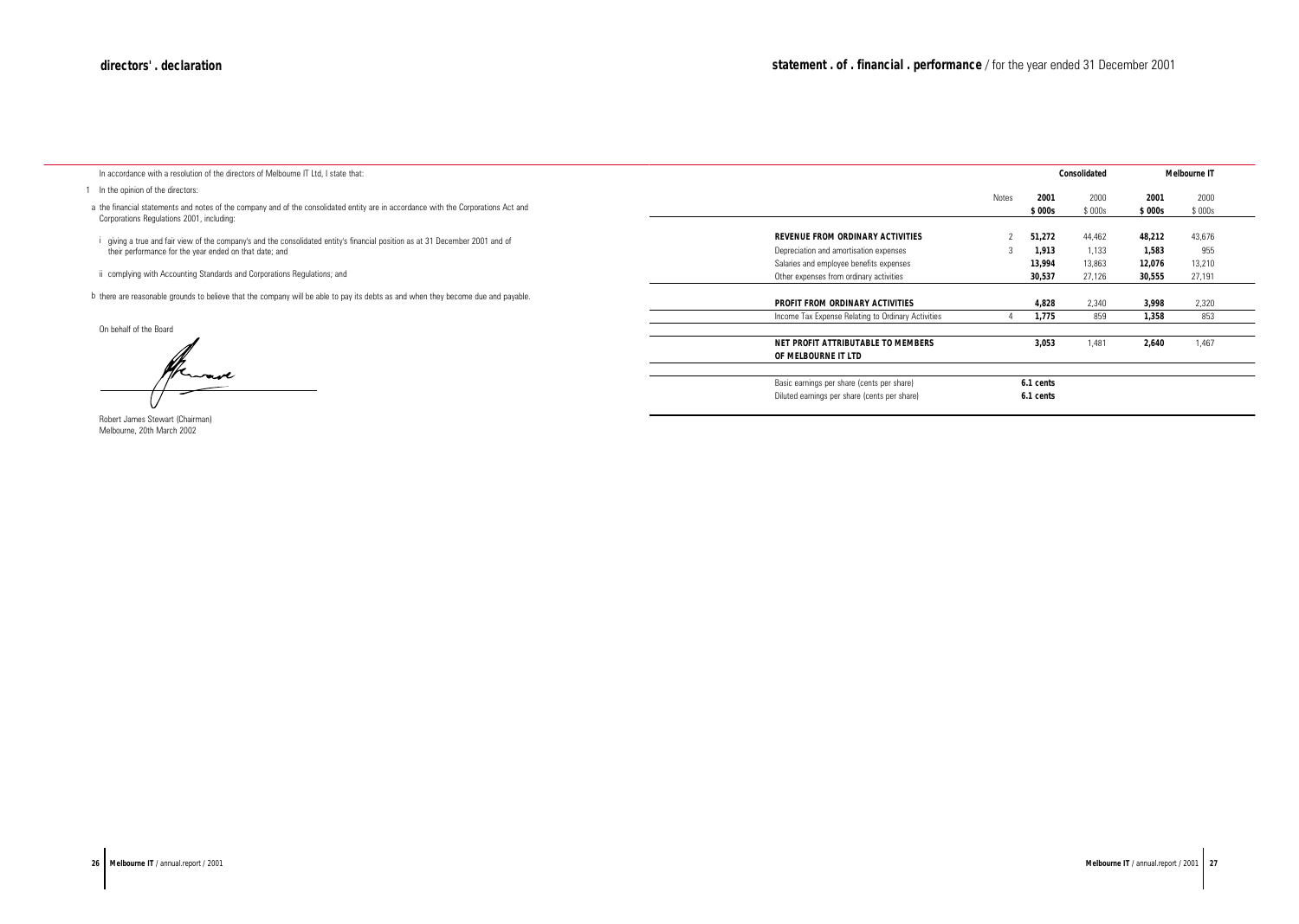# directors' . declaration

In accordance with a resolution of the directors of Melbourne IT Ltd, I state that:

1 In the opinion of the directors:

a the financial statements and notes of the company and of the consolidated entity are in accordance with the Corporations Act and Corporations Regulations 2001, including:

i giving a true and fair view of the company's and the consolidated entity's financial position as at 31 December 2001 and of their performance for the year ended on that date; and

ii complying with Accounting Standards and Corporations Regulations; and

b there are reasonable grounds to believe that the company will be able to pay its debts as and when they become due and payable.

On behalf of the Board

Robert James Stewart (Chairman)
Melbourne, 20th March 2002

# statement . of . financial . performance / for the year ended 31 December 2001

| | Notes | Consolidated | | Melbourne IT | |
|---|---|---|---|---|---|
| | | **2001** | 2000 | **2001** | 2000 |
| | | **$ 000s** | $ 000s | **$ 000s** | $ 000s |
| **REVENUE FROM ORDINARY ACTIVITIES** | 2 | **51,272** | 44,462 | **48,212** | 43,676 |
| Depreciation and amortisation expenses | 3 | **1,913** | 1,133 | **1,583** | 955 |
| Salaries and employee benefits expenses | | **13,994** | 13,863 | **12,076** | 13,210 |
| Other expenses from ordinary activities | | **30,537** | 27,126 | **30,555** | 27,191 |
| **PROFIT FROM ORDINARY ACTIVITIES** | | **4,828** | 2,340 | **3,998** | 2,320 |
| Income Tax Expense Relating to Ordinary Activities | 4 | **1,775** | 859 | **1,358** | 853 |
| **NET PROFIT ATTRIBUTABLE TO MEMBERS OF MELBOURNE IT LTD** | | **3,053** | 1,481 | **2,640** | 1,467 |
| Basic earnings per share (cents per share) | | **6.1 cents** | | | |
| Diluted earnings per share (cents per share) | | **6.1 cents** | | | |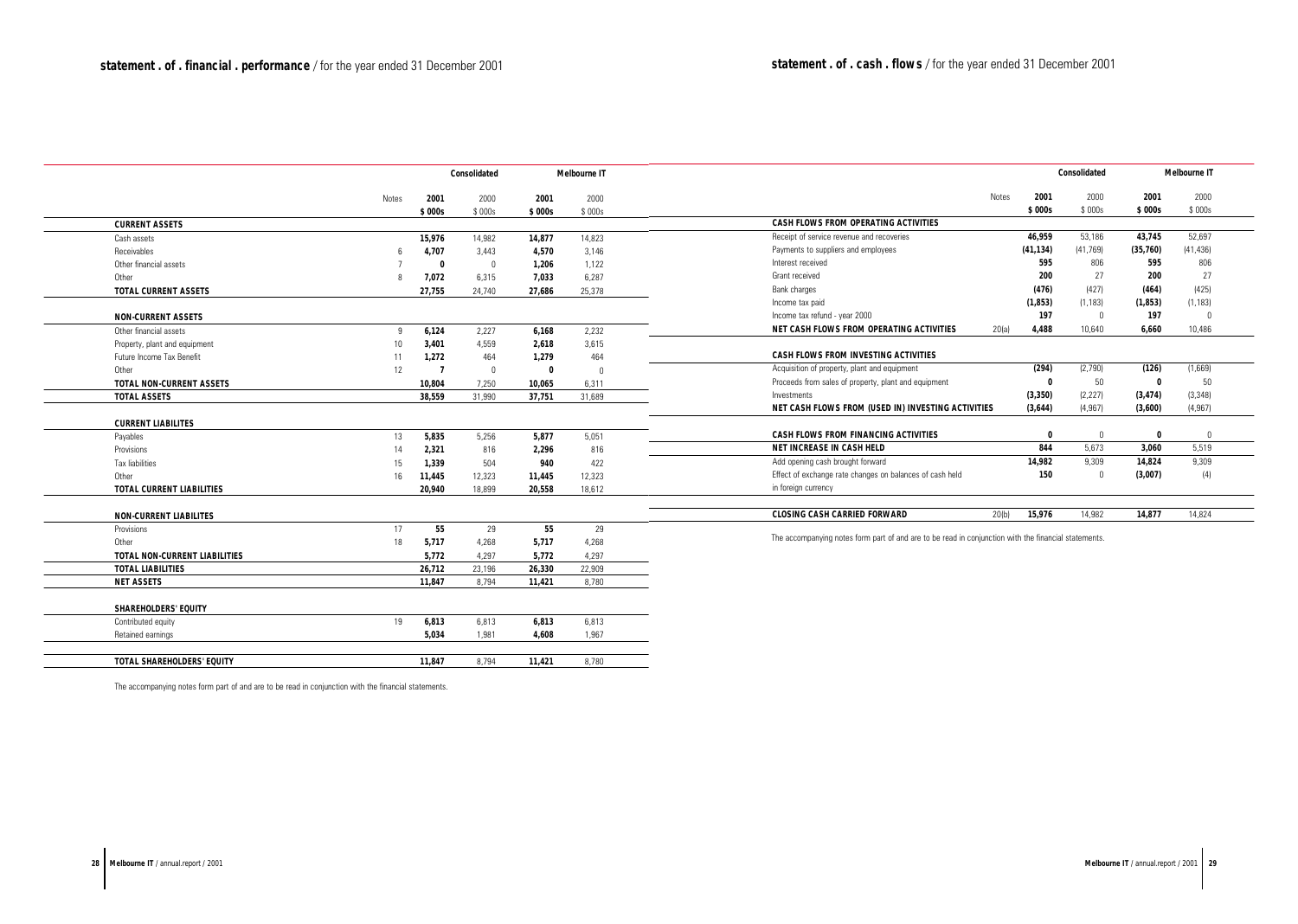## statement . of . financial . performance / for the year ended 31 December 2001

| | Notes | Consolidated | | Melbourne IT | |
|---|---|---|---|---|---|
| | | **2001** | 2000 | **2001** | 2000 |
| | | **$ 000s** | $ 000s | **$ 000s** | $ 000s |
| **CURRENT ASSETS** | | | | | |
| Cash assets | | **15,976** | 14,982 | **14,877** | 14,823 |
| Receivables | 6 | **4,707** | 3,443 | **4,570** | 3,146 |
| Other financial assets | 7 | **0** | 0 | **1,206** | 1,122 |
| Other | 8 | **7,072** | 6,315 | **7,033** | 6,287 |
| **TOTAL CURRENT ASSETS** | | **27,755** | 24,740 | **27,686** | 25,378 |
| **NON-CURRENT ASSETS** | | | | | |
| Other financial assets | 9 | **6,124** | 2,227 | **6,168** | 2,232 |
| Property, plant and equipment | 10 | **3,401** | 4,559 | **2,618** | 3,615 |
| Future Income Tax Benefit | 11 | **1,272** | 464 | **1,279** | 464 |
| Other | 12 | **7** | 0 | **0** | 0 |
| **TOTAL NON-CURRENT ASSETS** | | **10,804** | 7,250 | **10,065** | 6,311 |
| **TOTAL ASSETS** | | **38,559** | 31,990 | **37,751** | 31,689 |
| **CURRENT LIABILITES** | | | | | |
| Payables | 13 | **5,835** | 5,256 | **5,877** | 5,051 |
| Provisions | 14 | **2,321** | 816 | **2,296** | 816 |
| Tax liabilities | 15 | **1,339** | 504 | **940** | 422 |
| Other | 16 | **11,445** | 12,323 | **11,445** | 12,323 |
| **TOTAL CURRENT LIABILITIES** | | **20,940** | 18,899 | **20,558** | 18,612 |
| **NON-CURRENT LIABILITES** | | | | | |
| Provisions | 17 | **55** | 29 | **55** | 29 |
| Other | 18 | **5,717** | 4,268 | **5,717** | 4,268 |
| **TOTAL NON-CURRENT LIABILITIES** | | **5,772** | 4,297 | **5,772** | 4,297 |
| **TOTAL LIABILITIES** | | **26,712** | 23,196 | **26,330** | 22,909 |
| **NET ASSETS** | | **11,847** | 8,794 | **11,421** | 8,780 |
| **SHAREHOLDERS' EQUITY** | | | | | |
| Contributed equity | 19 | **6,813** | 6,813 | **6,813** | 6,813 |
| Retained earnings | | **5,034** | 1,981 | **4,608** | 1,967 |
| **TOTAL SHAREHOLDERS' EQUITY** | | **11,847** | 8,794 | **11,421** | 8,780 |

The accompanying notes form part of and are to be read in conjunction with the financial statements.

## statement . of . cash . flows / for the year ended 31 December 2001

| | Notes | Consolidated | | Melbourne IT | |
|---|---|---|---|---|---|
| | | **2001** | 2000 | **2001** | 2000 |
| | | **$ 000s** | $ 000s | **$ 000s** | $ 000s |
| **CASH FLOWS FROM OPERATING ACTIVITIES** | | | | | |
| Receipt of service revenue and recoveries | | **46,959** | 53,186 | **43,745** | 52,697 |
| Payments to suppliers and employees | | **(41,134)** | (41,769) | **(35,760)** | (41,436) |
| Interest received | | **595** | 806 | **595** | 806 |
| Grant received | | **200** | 27 | **200** | 27 |
| Bank charges | | **(476)** | (427) | **(464)** | (425) |
| Income tax paid | | **(1,853)** | (1,183) | **(1,853)** | (1,183) |
| Income tax refund - year 2000 | | **197** | 0 | **197** | 0 |
| **NET CASH FLOWS FROM OPERATING ACTIVITIES** | 20(a) | **4,488** | 10,640 | **6,660** | 10,486 |
| **CASH FLOWS FROM INVESTING ACTIVITIES** | | | | | |
| Acquisition of property, plant and equipment | | **(294)** | (2,790) | **(126)** | (1,669) |
| Proceeds from sales of property, plant and equipment | | **0** | 50 | **0** | 50 |
| Investments | | **(3,350)** | (2,227) | **(3,474)** | (3,348) |
| **NET CASH FLOWS FROM (USED IN) INVESTING ACTIVITIES** | | **(3,644)** | (4,967) | **(3,600)** | (4,967) |
| **CASH FLOWS FROM FINANCING ACTIVITIES** | | **0** | 0 | **0** | 0 |
| **NET INCREASE IN CASH HELD** | | **844** | 5,673 | **3,060** | 5,519 |
| Add opening cash brought forward | | **14,982** | 9,309 | **14,824** | 9,309 |
| Effect of exchange rate changes on balances of cash held in foreign currency | | **150** | 0 | **(3,007)** | (4) |
| **CLOSING CASH CARRIED FORWARD** | 20(b) | **15,976** | 14,982 | **14,877** | 14,824 |

The accompanying notes form part of and are to be read in conjunction with the financial statements.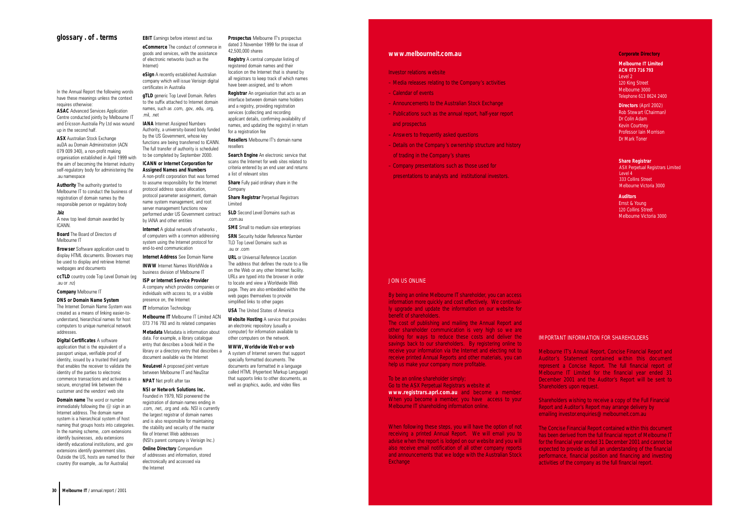## glossary . of . terms

In the Annual Report the following words have these meanings unless the context requires otherwise:

**ASAC** Advanced Services Application Centre conducted jointly by Melbourne IT and Ericsson Australia Pty Ltd was wound up in the second half.

**ASX** Australian Stock Exchange auDA au Domain Administration (ACN 079 009 340), a non-profit making organisation established in April 1999 with the aim of becoming the Internet industry self-regulatory body for administering the .au namespace

**Authority** The authority granted to Melbourne IT to conduct the business of registration of domain names by the responsible person or regulatory body

**.biz**
A new top level domain awarded by ICANN.

**Board** The Board of Directors of Melbourne IT

**Browser** Software application used to display HTML documents. Browsers may be used to display and retrieve Internet webpages and documents

**ccTLD** country code Top Level Domain (eg .au or .nz)

**Company** Melbourne IT

**DNS or Domain Name System**
The Internet Domain Name System was created as a means of linking easier-to-understand, hierarchical names for host computers to unique numerical network addresses.

**Digital Certificates** A software application that is the equivalent of a passport unique, verifiable proof of identity, issued by a trusted third party that enables the receiver to validate the identity of the parties to electronic commerce transactions and activates a secure, encrypted link between the customer and the vendors' web site

**Domain name** The word or number immediately following the @ sign in an Internet address. The domain name system is a hierarchical system of host naming that groups hosts into categories. In the naming scheme, .com extensions identify businesses, .edu extensions identify educational institutions, and .gov extensions identify government sites. Outside the US, hosts are named for their country (for example, .au for Australia)

**EBIT** Earnings before interest and tax

**eCommerce** The conduct of commerce in goods and services, with the assistance of electronic networks (such as the Internet)

**eSign** A recently established Australian company which will issue Verisign digital certificates in Australia

**gTLD** generic Top Level Domain. Refers to the suffix attached to Internet domain names, such as .com, .gov, .edu, .org, .mil, .net

**IANA** Internet Assigned Numbers Authority, a university-based body funded by the US Government, whose key functions are being transferred to ICANN. The full transfer of authority is scheduled to be completed by September 2000.

**ICANN or Internet Corporation for Assigned Names and Numbers**
A non-profit corporation that was formed to assume responsibility for the Internet protocol address space allocation, protocol parameter assignment, domain name system management, and root server management functions now performed under US Government contract by IANA and other entities

**Internet** A global network of networks , of computers with a common addressing system using the Internet protocol for end-to-end communication

**Internet Address** See Domain Name

**INWW** Internet Names WorldWide a business division of Melbourne IT

**ISP or Internet Service Provider**
A company which provides companies or individuals with access to, or a visible presence on, the Internet

**IT** Information Technology

**Melbourne IT** Melbourne IT Limited ACN 073 716 793 and its related companies

**Metadata** Metadata is information about data. For example, a library catalogue entry that describes a book held in the library or a directory entry that describes a document available via the Internet

**NeuLevel** A proposed joint venture between Melbourne IT and NeuStar

**NPAT** Net profit after tax

**NSI or Network Solutions Inc.**
Founded in 1979, NSI pioneered the registration of domain names ending in .com, .net, .org and .edu. NSI is currently the largest registrar of domain names and is also responsible for maintaining the stability and security of the master file of Internet Web addresses (NSI's parent company is Verisign Inc.)

**Online Directory** Compendium of addresses and information, stored electronically and accessed via the Internet

**Prospectus** Melbourne IT's prospectus dated 3 November 1999 for the issue of 42,500,000 shares

**Registry** A central computer listing of registered domain names and their location on the Internet that is shared by all registrars to keep track of which names have been assigned, and to whom

**Registrar** An organisation that acts as an interface between domain name holders and a registry, providing registration services (collecting and recording applicant details, confirming availability of names, and updating the registry) in return for a registration fee

**Resellers** Melbourne IT's domain name resellers

**Search Engine** An electronic service that scans the Internet for web sites related to criteria entered by an end user and returns a list of relevant sites

**Share** Fully paid ordinary share in the Company

**Share Registrar** Perpetual Registrars Limited

**SLD** Second Level Domains such as .com.au

**SME** Small to medium size enterprises

**SRN** Security holder Reference Number TLD Top Level Domains such as .au or .com

**URL** or Universal Reference Location
The address that defines the route to a file on the Web or any other Internet facility. URLs are typed into the browser in order to locate and view a Worldwide Web page. They are also embedded within the web pages themselves to provide simplified links to other pages

**USA** The United States of America

**Website Hosting** A service that provides an electronic repository (usually a computer) for information available to other computers on the network.

**WWW, Worldwide Web or web**
A system of Internet servers that support specially formatted documents. The documents are formatted in a language called HTML (Hypertext Markup Language) that supports links to other documents, as well as graphics, audio, and video files

## www.melbourneit.com.au

Investor relations website

- Media releases relating to the Company's activities
- Calendar of events
- Announcements to the Australian Stock Exchange
- Publications such as the annual report, half-year report and prospectus
- Answers to frequently asked questions
- Details on the Company's ownership structure and history of trading in the Company's shares
- Company presentations such as those used for presentations to analysts and institutional investors.

### JOIN US ONLINE

By being an online Melbourne IT shareholder, you can access information more quickly and cost effectively. We continually upgrade and update the information on our website for benefit of shareholders.

The cost of publishing and mailing the Annual Report and other shareholder communication is very high so we are looking for ways to reduce these costs and deliver the savings back to our shareholders. By registering online to receive your information via the Internet and electing not to receive printed Annual Reports and other materials, you can help us make your company more profitable.

To be an online shareholder simply;
Go to the ASX Perpetual Registrars website at **www.registrars.aprl.com.au** and become a member. When you become a member, you have access to your Melbourne IT shareholding information online.

When following these steps, you will have the option of not receiving a printed Annual Report. We will email you to advise when the report is lodged on our website and you will also receive email notification of all other company reports and announcements that we lodge with the Australian Stock Exchange.

### Corporate Directory

**Melbourne IT Limited**
**ACN 073 716 793**
Level 2
120 King Street
Melbourne 3000
Telephone 613 8624 2400

**Directors** (April 2002)
Rob Stewart (Chairman)
Dr Colin Adam
Kevin Courtney
Professor Iain Morrison
Dr Mark Toner

**Share Registrar**
ASX Perpetual Registrars Limited
Level 4
333 Collins Street
Melbourne Victoria 3000

**Auditors**
Ernst & Young
120 Collins Street
Melbourne Victoria 3000

### IMPORTANT INFORMATION FOR SHAREHOLDERS

Melbourne IT's Annual Report, Concise Financial Report and Auditor's Statement contained within this document represent a Concise Report. The full financial report of Melbourne IT Limited for the financial year ended 31 December 2001 and the Auditor's Report will be sent to Shareholders upon request.

Shareholders wishing to receive a copy of the Full Financial Report and Auditor's Report may arrange delivery by emailing investor.enquiries@melbourneit.com.au

The Concise Financial Report contained within this document has been derived from the full financial report of Melbourne IT for the financial year ended 31 December 2001 and cannot be expected to provide as full an understanding of the financial performance, financial position and financing and investing activities of the company as the full financial report.